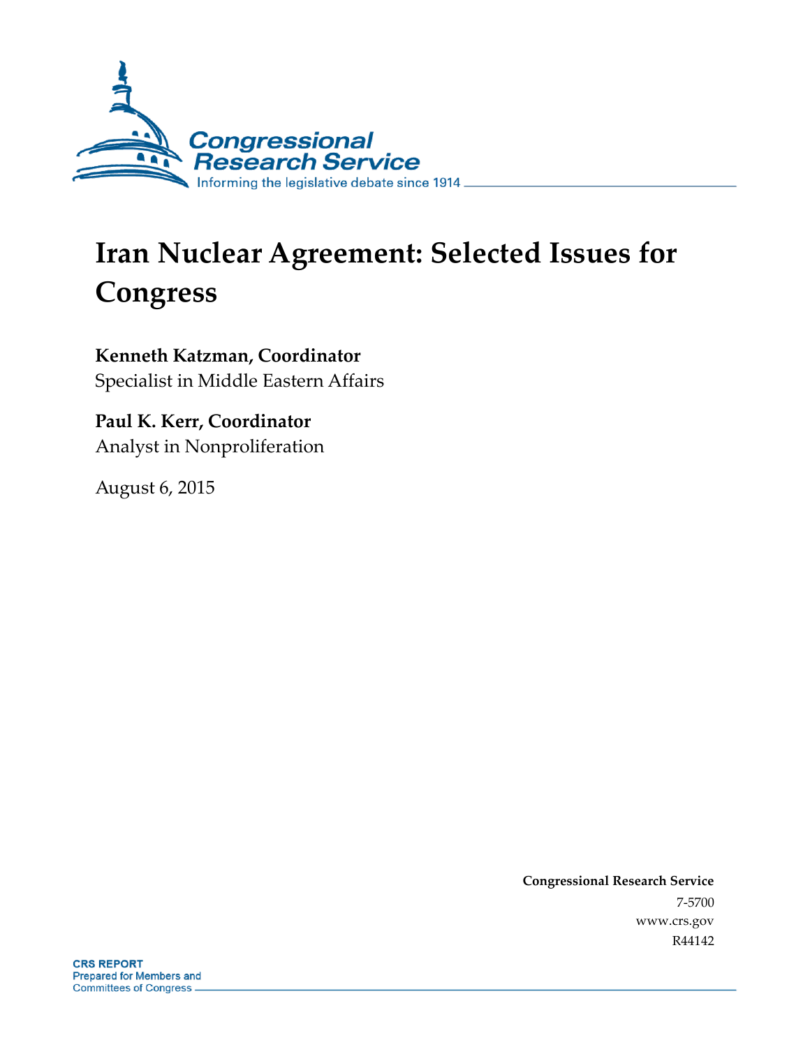# Iran Nuclear Agreement: Selected Issues for Congress

**Kenneth Katzman, Coordinator**
Specialist in Middle Eastern Affairs

**Paul K. Kerr, Coordinator**
Analyst in Nonproliferation

August 6, 2015

**Congressional Research Service**
7-5700
www.crs.gov
R44142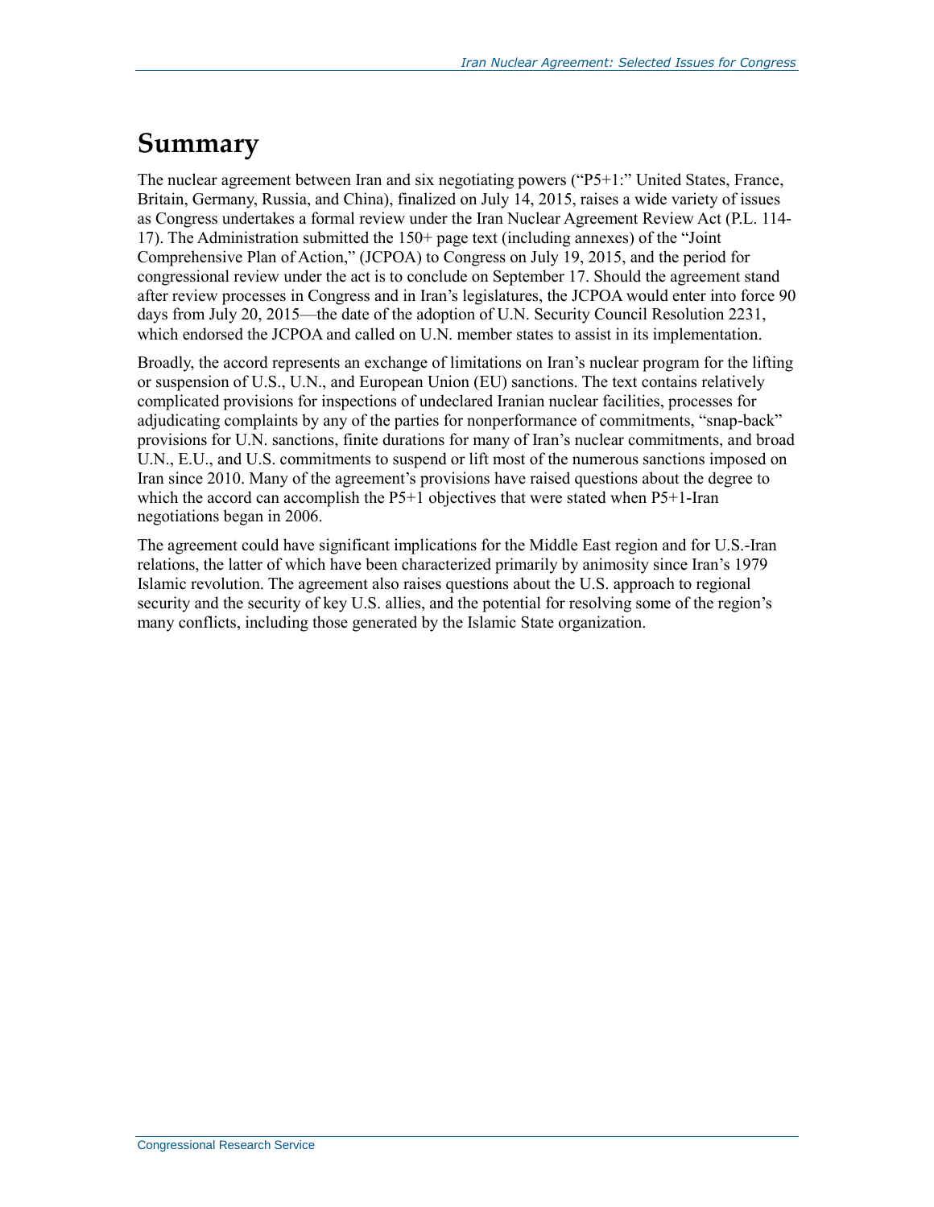# Summary

The nuclear agreement between Iran and six negotiating powers ("P5+1:" United States, France, Britain, Germany, Russia, and China), finalized on July 14, 2015, raises a wide variety of issues as Congress undertakes a formal review under the Iran Nuclear Agreement Review Act (P.L. 114-17). The Administration submitted the 150+ page text (including annexes) of the "Joint Comprehensive Plan of Action," (JCPOA) to Congress on July 19, 2015, and the period for congressional review under the act is to conclude on September 17. Should the agreement stand after review processes in Congress and in Iran's legislatures, the JCPOA would enter into force 90 days from July 20, 2015—the date of the adoption of U.N. Security Council Resolution 2231, which endorsed the JCPOA and called on U.N. member states to assist in its implementation.

Broadly, the accord represents an exchange of limitations on Iran's nuclear program for the lifting or suspension of U.S., U.N., and European Union (EU) sanctions. The text contains relatively complicated provisions for inspections of undeclared Iranian nuclear facilities, processes for adjudicating complaints by any of the parties for nonperformance of commitments, "snap-back" provisions for U.N. sanctions, finite durations for many of Iran's nuclear commitments, and broad U.N., E.U., and U.S. commitments to suspend or lift most of the numerous sanctions imposed on Iran since 2010. Many of the agreement's provisions have raised questions about the degree to which the accord can accomplish the P5+1 objectives that were stated when P5+1-Iran negotiations began in 2006.

The agreement could have significant implications for the Middle East region and for U.S.-Iran relations, the latter of which have been characterized primarily by animosity since Iran's 1979 Islamic revolution. The agreement also raises questions about the U.S. approach to regional security and the security of key U.S. allies, and the potential for resolving some of the region's many conflicts, including those generated by the Islamic State organization.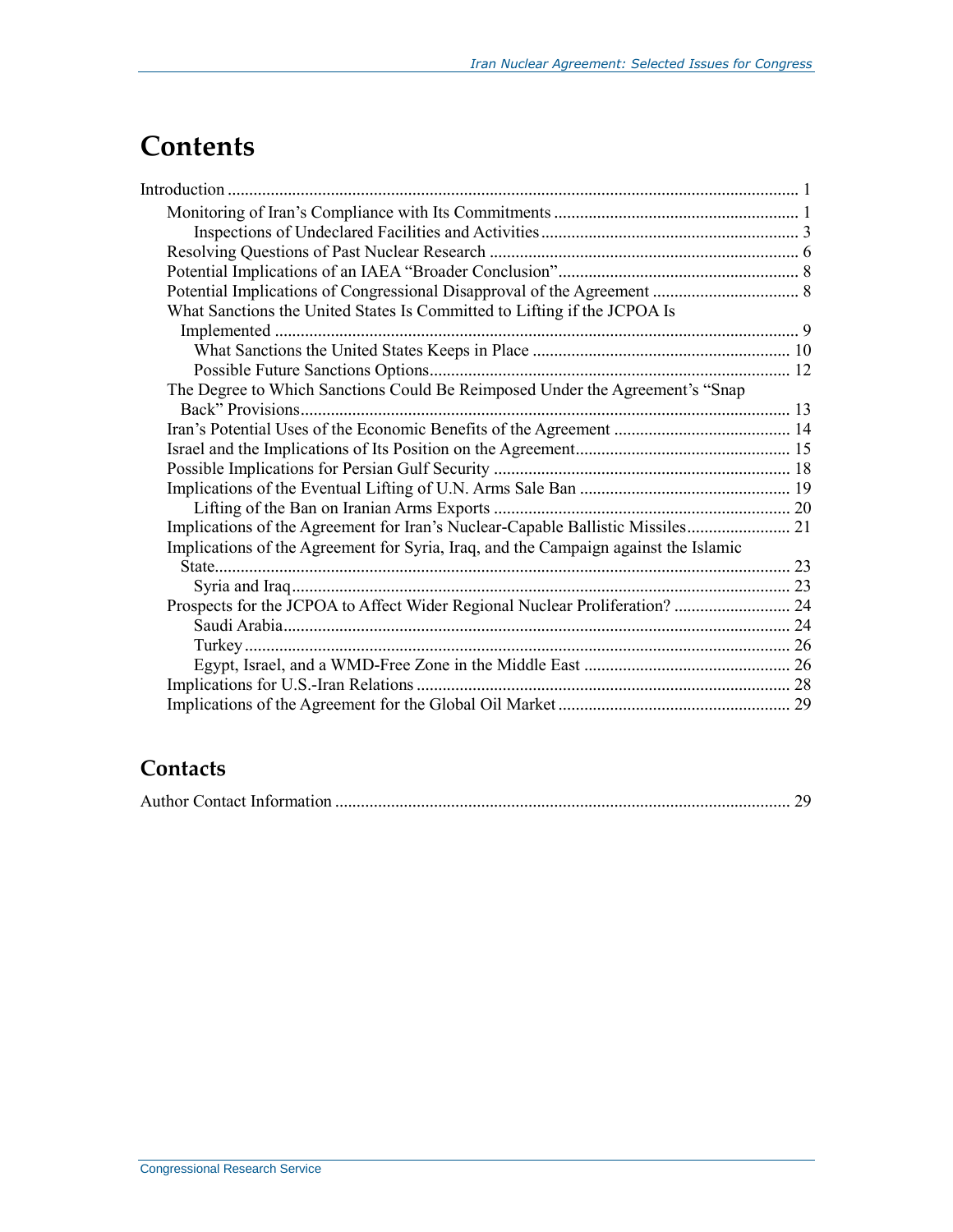# Contents

Introduction ..................................................................................................................... 1

- Monitoring of Iran's Compliance with Its Commitments ........................................................ 1
  - Inspections of Undeclared Facilities and Activities ........................................................... 3
- Resolving Questions of Past Nuclear Research ....................................................................... 6
- Potential Implications of an IAEA "Broader Conclusion" ........................................................ 8
- Potential Implications of Congressional Disapproval of the Agreement .................................. 8
- What Sanctions the United States Is Committed to Lifting if the JCPOA Is Implemented ......................................................................................................................... 9
  - What Sanctions the United States Keeps in Place ........................................................... 10
  - Possible Future Sanctions Options .................................................................................. 12
- The Degree to Which Sanctions Could Be Reimposed Under the Agreement's "Snap Back" Provisions ................................................................................................................. 13
- Iran's Potential Uses of the Economic Benefits of the Agreement ......................................... 14
- Israel and the Implications of Its Position on the Agreement ................................................. 15
- Possible Implications for Persian Gulf Security ..................................................................... 18
- Implications of the Eventual Lifting of U.N. Arms Sale Ban ................................................. 19
  - Lifting of the Ban on Iranian Arms Exports .................................................................... 20
- Implications of the Agreement for Iran's Nuclear-Capable Ballistic Missiles ........................ 21
- Implications of the Agreement for Syria, Iraq, and the Campaign against the Islamic State ..................................................................................................................................... 23
  - Syria and Iraq ................................................................................................................... 23
- Prospects for the JCPOA to Affect Wider Regional Nuclear Proliferation? ........................... 24
  - Saudi Arabia ..................................................................................................................... 24
  - Turkey .............................................................................................................................. 26
  - Egypt, Israel, and a WMD-Free Zone in the Middle East ................................................ 26
- Implications for U.S.-Iran Relations ....................................................................................... 28
- Implications of the Agreement for the Global Oil Market ...................................................... 29

## Contacts

Author Contact Information ......................................................................................................... 29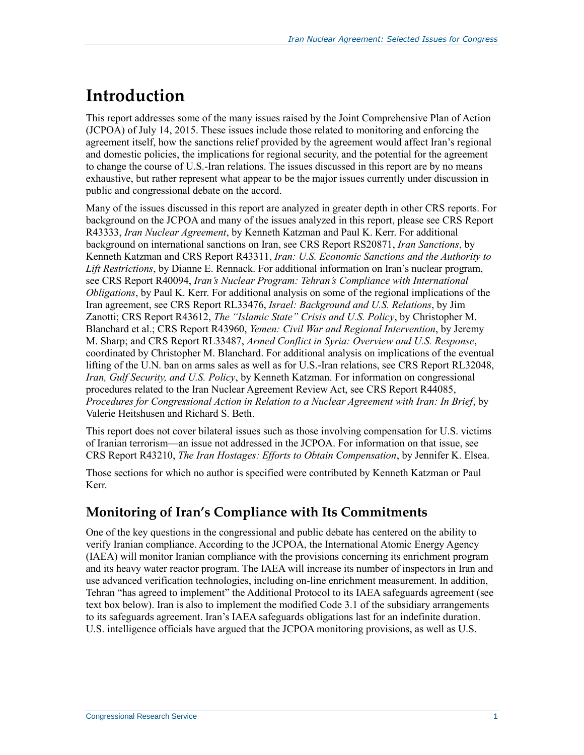# Introduction

This report addresses some of the many issues raised by the Joint Comprehensive Plan of Action (JCPOA) of July 14, 2015. These issues include those related to monitoring and enforcing the agreement itself, how the sanctions relief provided by the agreement would affect Iran's regional and domestic policies, the implications for regional security, and the potential for the agreement to change the course of U.S.-Iran relations. The issues discussed in this report are by no means exhaustive, but rather represent what appear to be the major issues currently under discussion in public and congressional debate on the accord.

Many of the issues discussed in this report are analyzed in greater depth in other CRS reports. For background on the JCPOA and many of the issues analyzed in this report, please see CRS Report R43333, *Iran Nuclear Agreement*, by Kenneth Katzman and Paul K. Kerr. For additional background on international sanctions on Iran, see CRS Report RS20871, *Iran Sanctions*, by Kenneth Katzman and CRS Report R43311, *Iran: U.S. Economic Sanctions and the Authority to Lift Restrictions*, by Dianne E. Rennack. For additional information on Iran's nuclear program, see CRS Report R40094, *Iran's Nuclear Program: Tehran's Compliance with International Obligations*, by Paul K. Kerr. For additional analysis on some of the regional implications of the Iran agreement, see CRS Report RL33476, *Israel: Background and U.S. Relations*, by Jim Zanotti; CRS Report R43612, *The "Islamic State" Crisis and U.S. Policy*, by Christopher M. Blanchard et al.; CRS Report R43960, *Yemen: Civil War and Regional Intervention*, by Jeremy M. Sharp; and CRS Report RL33487, *Armed Conflict in Syria: Overview and U.S. Response*, coordinated by Christopher M. Blanchard. For additional analysis on implications of the eventual lifting of the U.N. ban on arms sales as well as for U.S.-Iran relations, see CRS Report RL32048, *Iran, Gulf Security, and U.S. Policy*, by Kenneth Katzman. For information on congressional procedures related to the Iran Nuclear Agreement Review Act, see CRS Report R44085, *Procedures for Congressional Action in Relation to a Nuclear Agreement with Iran: In Brief*, by Valerie Heitshusen and Richard S. Beth.

This report does not cover bilateral issues such as those involving compensation for U.S. victims of Iranian terrorism—an issue not addressed in the JCPOA. For information on that issue, see CRS Report R43210, *The Iran Hostages: Efforts to Obtain Compensation*, by Jennifer K. Elsea.

Those sections for which no author is specified were contributed by Kenneth Katzman or Paul Kerr.

## Monitoring of Iran's Compliance with Its Commitments

One of the key questions in the congressional and public debate has centered on the ability to verify Iranian compliance. According to the JCPOA, the International Atomic Energy Agency (IAEA) will monitor Iranian compliance with the provisions concerning its enrichment program and its heavy water reactor program. The IAEA will increase its number of inspectors in Iran and use advanced verification technologies, including on-line enrichment measurement. In addition, Tehran "has agreed to implement" the Additional Protocol to its IAEA safeguards agreement (see text box below). Iran is also to implement the modified Code 3.1 of the subsidiary arrangements to its safeguards agreement. Iran's IAEA safeguards obligations last for an indefinite duration. U.S. intelligence officials have argued that the JCPOA monitoring provisions, as well as U.S.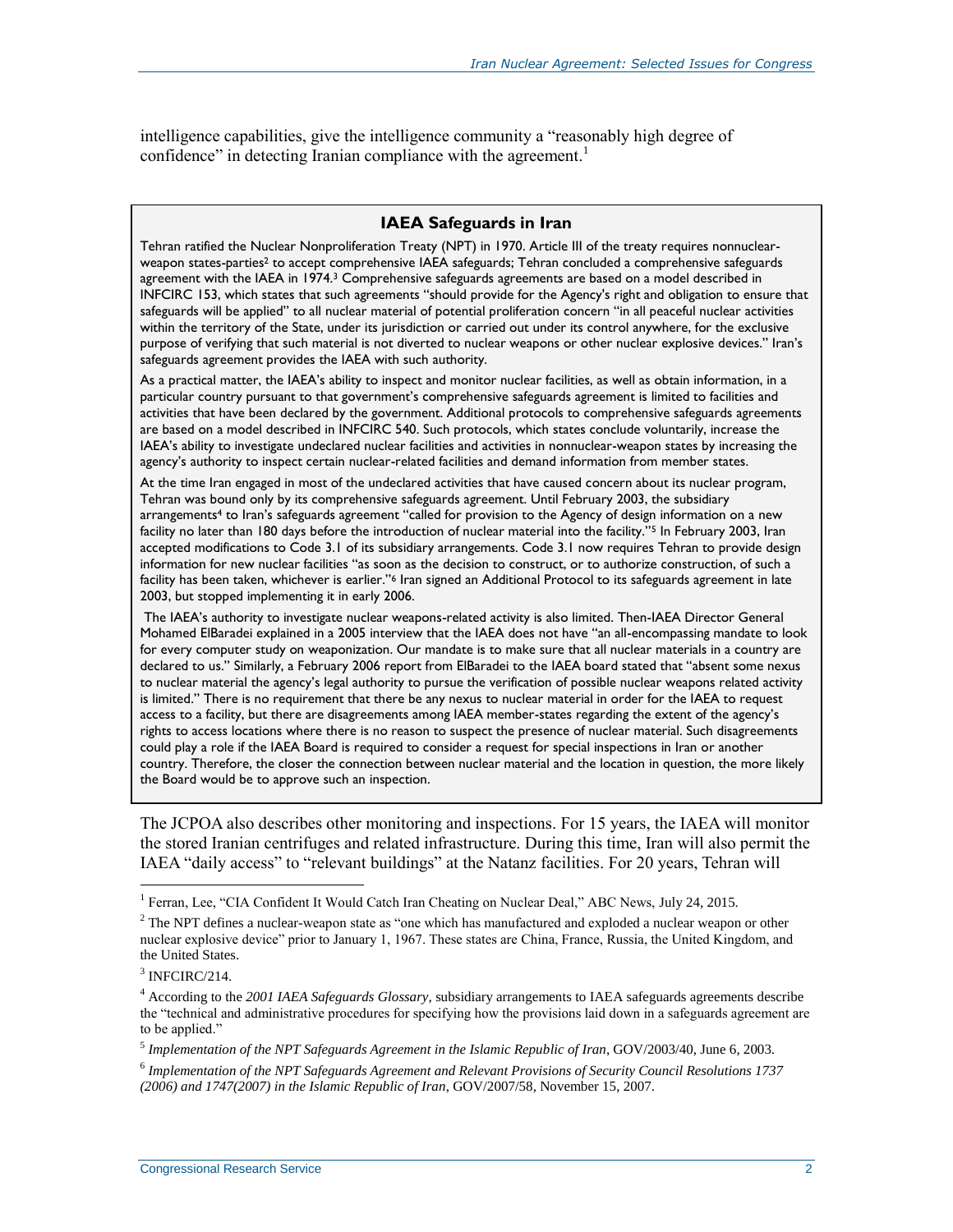intelligence capabilities, give the intelligence community a "reasonably high degree of confidence" in detecting Iranian compliance with the agreement.[1]

> **IAEA Safeguards in Iran**
>
> Tehran ratified the Nuclear Nonproliferation Treaty (NPT) in 1970. Article III of the treaty requires nonnuclear-weapon states-parties[2] to accept comprehensive IAEA safeguards; Tehran concluded a comprehensive safeguards agreement with the IAEA in 1974.[3] Comprehensive safeguards agreements are based on a model described in INFCIRC 153, which states that such agreements "should provide for the Agency's right and obligation to ensure that safeguards will be applied" to all nuclear material of potential proliferation concern "in all peaceful nuclear activities within the territory of the State, under its jurisdiction or carried out under its control anywhere, for the exclusive purpose of verifying that such material is not diverted to nuclear weapons or other nuclear explosive devices." Iran's safeguards agreement provides the IAEA with such authority.
>
> As a practical matter, the IAEA's ability to inspect and monitor nuclear facilities, as well as obtain information, in a particular country pursuant to that government's comprehensive safeguards agreement is limited to facilities and activities that have been declared by the government. Additional protocols to comprehensive safeguards agreements are based on a model described in INFCIRC 540. Such protocols, which states conclude voluntarily, increase the IAEA's ability to investigate undeclared nuclear facilities and activities in nonnuclear-weapon states by increasing the agency's authority to inspect certain nuclear-related facilities and demand information from member states.
>
> At the time Iran engaged in most of the undeclared activities that have caused concern about its nuclear program, Tehran was bound only by its comprehensive safeguards agreement. Until February 2003, the subsidiary arrangements[4] to Iran's safeguards agreement "called for provision to the Agency of design information on a new facility no later than 180 days before the introduction of nuclear material into the facility."[5] In February 2003, Iran accepted modifications to Code 3.1 of its subsidiary arrangements. Code 3.1 now requires Tehran to provide design information for new nuclear facilities "as soon as the decision to construct, or to authorize construction, of such a facility has been taken, whichever is earlier."[6] Iran signed an Additional Protocol to its safeguards agreement in late 2003, but stopped implementing it in early 2006.
>
> The IAEA's authority to investigate nuclear weapons-related activity is also limited. Then-IAEA Director General Mohamed ElBaradei explained in a 2005 interview that the IAEA does not have "an all-encompassing mandate to look for every computer study on weaponization. Our mandate is to make sure that all nuclear materials in a country are declared to us." Similarly, a February 2006 report from ElBaradei to the IAEA board stated that "absent some nexus to nuclear material the agency's legal authority to pursue the verification of possible nuclear weapons related activity is limited." There is no requirement that there be any nexus to nuclear material in order for the IAEA to request access to a facility, but there are disagreements among IAEA member-states regarding the extent of the agency's rights to access locations where there is no reason to suspect the presence of nuclear material. Such disagreements could play a role if the IAEA Board is required to consider a request for special inspections in Iran or another country. Therefore, the closer the connection between nuclear material and the location in question, the more likely the Board would be to approve such an inspection.

The JCPOA also describes other monitoring and inspections. For 15 years, the IAEA will monitor the stored Iranian centrifuges and related infrastructure. During this time, Iran will also permit the IAEA "daily access" to "relevant buildings" at the Natanz facilities. For 20 years, Tehran will

---

[1] Ferran, Lee, "CIA Confident It Would Catch Iran Cheating on Nuclear Deal," ABC News, July 24, 2015.

[2] The NPT defines a nuclear-weapon state as "one which has manufactured and exploded a nuclear weapon or other nuclear explosive device" prior to January 1, 1967. These states are China, France, Russia, the United Kingdom, and the United States.

[3] INFCIRC/214.

[4] According to the *2001 IAEA Safeguards Glossary*, subsidiary arrangements to IAEA safeguards agreements describe the "technical and administrative procedures for specifying how the provisions laid down in a safeguards agreement are to be applied."

[5] *Implementation of the NPT Safeguards Agreement in the Islamic Republic of Iran*, GOV/2003/40, June 6, 2003.

[6] *Implementation of the NPT Safeguards Agreement and Relevant Provisions of Security Council Resolutions 1737 (2006) and 1747(2007) in the Islamic Republic of Iran*, GOV/2007/58, November 15, 2007.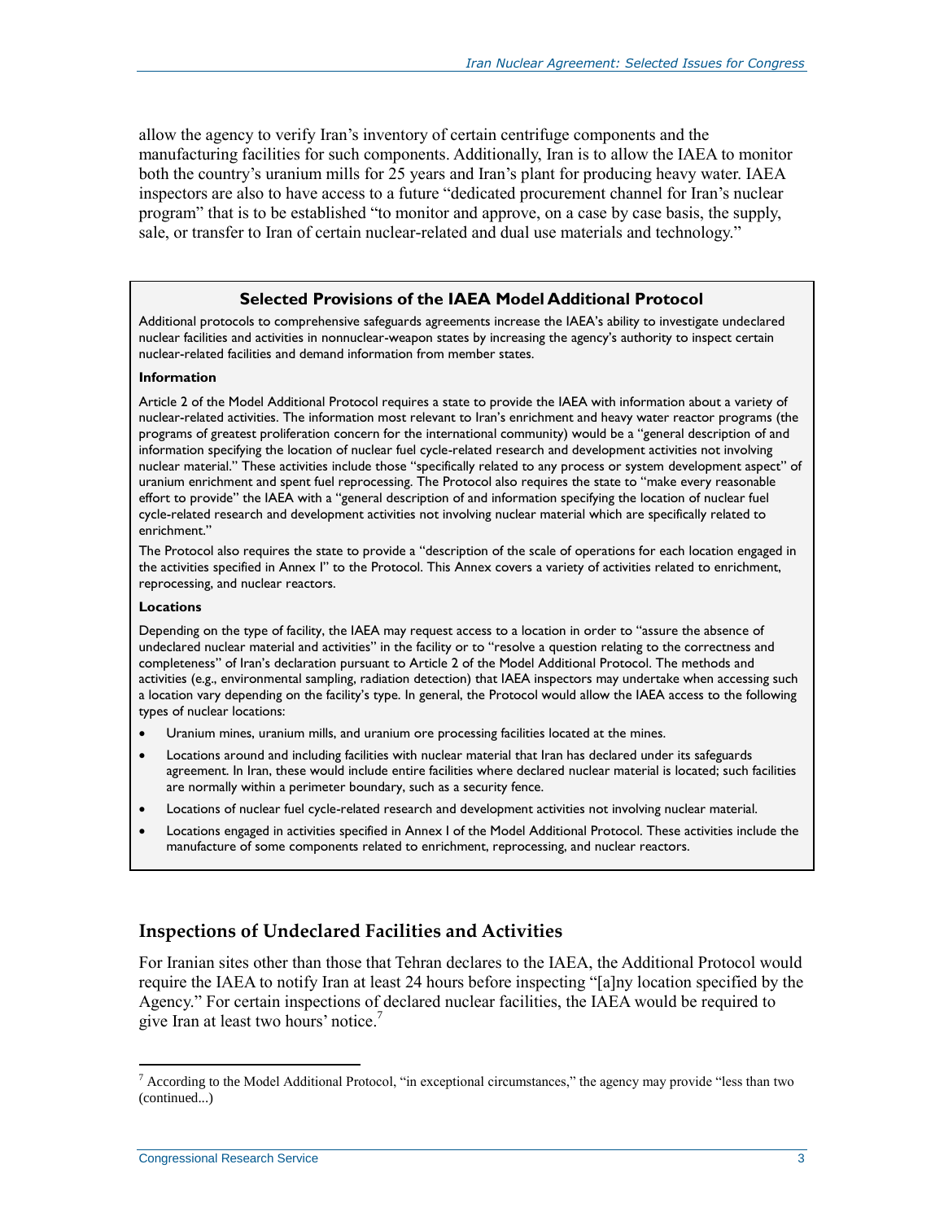allow the agency to verify Iran's inventory of certain centrifuge components and the manufacturing facilities for such components. Additionally, Iran is to allow the IAEA to monitor both the country's uranium mills for 25 years and Iran's plant for producing heavy water. IAEA inspectors are also to have access to a future "dedicated procurement channel for Iran's nuclear program" that is to be established "to monitor and approve, on a case by case basis, the supply, sale, or transfer to Iran of certain nuclear-related and dual use materials and technology."

> **Selected Provisions of the IAEA Model Additional Protocol**
>
> Additional protocols to comprehensive safeguards agreements increase the IAEA's ability to investigate undeclared nuclear facilities and activities in nonnuclear-weapon states by increasing the agency's authority to inspect certain nuclear-related facilities and demand information from member states.
>
> **Information**
>
> Article 2 of the Model Additional Protocol requires a state to provide the IAEA with information about a variety of nuclear-related activities. The information most relevant to Iran's enrichment and heavy water reactor programs (the programs of greatest proliferation concern for the international community) would be a "general description of and information specifying the location of nuclear fuel cycle-related research and development activities not involving nuclear material." These activities include those "specifically related to any process or system development aspect" of uranium enrichment and spent fuel reprocessing. The Protocol also requires the state to "make every reasonable effort to provide" the IAEA with a "general description of and information specifying the location of nuclear fuel cycle-related research and development activities not involving nuclear material which are specifically related to enrichment."
>
> The Protocol also requires the state to provide a "description of the scale of operations for each location engaged in the activities specified in Annex I" to the Protocol. This Annex covers a variety of activities related to enrichment, reprocessing, and nuclear reactors.
>
> **Locations**
>
> Depending on the type of facility, the IAEA may request access to a location in order to "assure the absence of undeclared nuclear material and activities" in the facility or to "resolve a question relating to the correctness and completeness" of Iran's declaration pursuant to Article 2 of the Model Additional Protocol. The methods and activities (e.g., environmental sampling, radiation detection) that IAEA inspectors may undertake when accessing such a location vary depending on the facility's type. In general, the Protocol would allow the IAEA access to the following types of nuclear locations:
>
> - Uranium mines, uranium mills, and uranium ore processing facilities located at the mines.
> - Locations around and including facilities with nuclear material that Iran has declared under its safeguards agreement. In Iran, these would include entire facilities where declared nuclear material is located; such facilities are normally within a perimeter boundary, such as a security fence.
> - Locations of nuclear fuel cycle-related research and development activities not involving nuclear material.
> - Locations engaged in activities specified in Annex I of the Model Additional Protocol. These activities include the manufacture of some components related to enrichment, reprocessing, and nuclear reactors.

## Inspections of Undeclared Facilities and Activities

For Iranian sites other than those that Tehran declares to the IAEA, the Additional Protocol would require the IAEA to notify Iran at least 24 hours before inspecting "[a]ny location specified by the Agency." For certain inspections of declared nuclear facilities, the IAEA would be required to give Iran at least two hours' notice.[7]

[7] According to the Model Additional Protocol, "in exceptional circumstances," the agency may provide "less than two (continued...)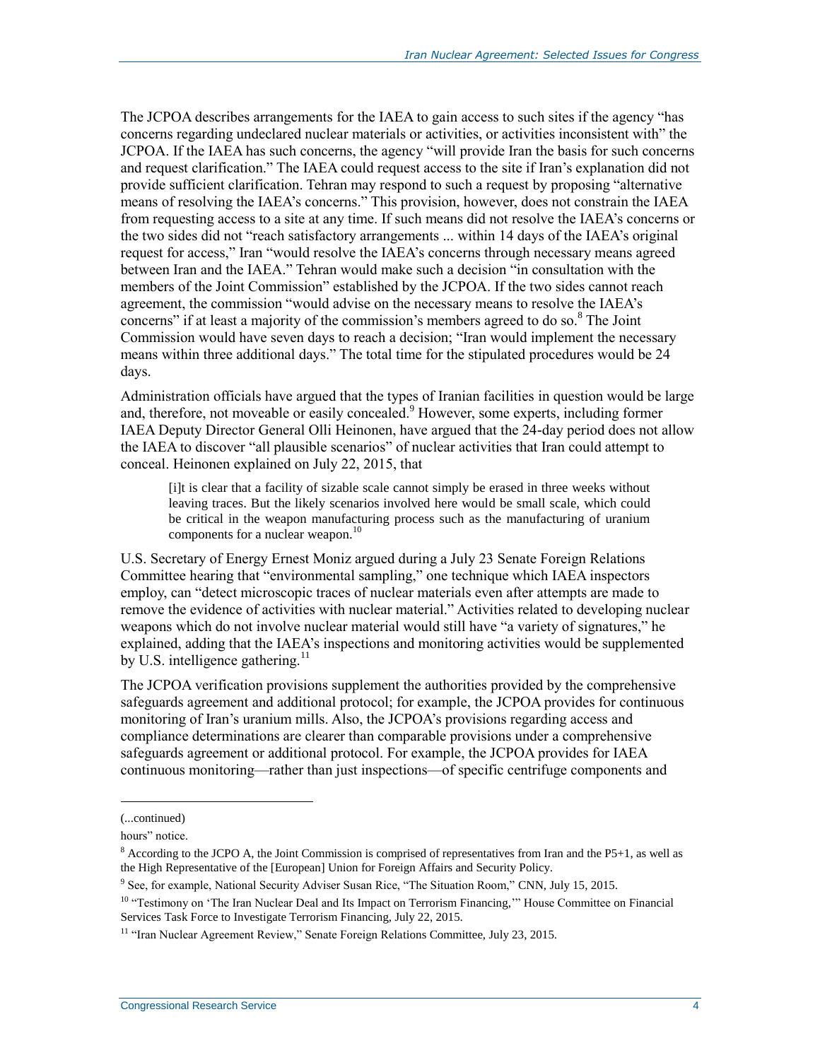The JCPOA describes arrangements for the IAEA to gain access to such sites if the agency "has concerns regarding undeclared nuclear materials or activities, or activities inconsistent with" the JCPOA. If the IAEA has such concerns, the agency "will provide Iran the basis for such concerns and request clarification." The IAEA could request access to the site if Iran's explanation did not provide sufficient clarification. Tehran may respond to such a request by proposing "alternative means of resolving the IAEA's concerns." This provision, however, does not constrain the IAEA from requesting access to a site at any time. If such means did not resolve the IAEA's concerns or the two sides did not "reach satisfactory arrangements ... within 14 days of the IAEA's original request for access," Iran "would resolve the IAEA's concerns through necessary means agreed between Iran and the IAEA." Tehran would make such a decision "in consultation with the members of the Joint Commission" established by the JCPOA. If the two sides cannot reach agreement, the commission "would advise on the necessary means to resolve the IAEA's concerns" if at least a majority of the commission's members agreed to do so.[8] The Joint Commission would have seven days to reach a decision; "Iran would implement the necessary means within three additional days." The total time for the stipulated procedures would be 24 days.

Administration officials have argued that the types of Iranian facilities in question would be large and, therefore, not moveable or easily concealed.[9] However, some experts, including former IAEA Deputy Director General Olli Heinonen, have argued that the 24-day period does not allow the IAEA to discover "all plausible scenarios" of nuclear activities that Iran could attempt to conceal. Heinonen explained on July 22, 2015, that

> [i]t is clear that a facility of sizable scale cannot simply be erased in three weeks without leaving traces. But the likely scenarios involved here would be small scale, which could be critical in the weapon manufacturing process such as the manufacturing of uranium components for a nuclear weapon.[10]

U.S. Secretary of Energy Ernest Moniz argued during a July 23 Senate Foreign Relations Committee hearing that "environmental sampling," one technique which IAEA inspectors employ, can "detect microscopic traces of nuclear materials even after attempts are made to remove the evidence of activities with nuclear material." Activities related to developing nuclear weapons which do not involve nuclear material would still have "a variety of signatures," he explained, adding that the IAEA's inspections and monitoring activities would be supplemented by U.S. intelligence gathering.[11]

The JCPOA verification provisions supplement the authorities provided by the comprehensive safeguards agreement and additional protocol; for example, the JCPOA provides for continuous monitoring of Iran's uranium mills. Also, the JCPOA's provisions regarding access and compliance determinations are clearer than comparable provisions under a comprehensive safeguards agreement or additional protocol. For example, the JCPOA provides for IAEA continuous monitoring—rather than just inspections—of specific centrifuge components and

---

(...continued)

hours" notice.

[8] According to the JCPO A, the Joint Commission is comprised of representatives from Iran and the P5+1, as well as the High Representative of the [European] Union for Foreign Affairs and Security Policy.

[9] See, for example, National Security Adviser Susan Rice, "The Situation Room," CNN, July 15, 2015.

[10] "Testimony on 'The Iran Nuclear Deal and Its Impact on Terrorism Financing,'" House Committee on Financial Services Task Force to Investigate Terrorism Financing, July 22, 2015.

[11] "Iran Nuclear Agreement Review," Senate Foreign Relations Committee, July 23, 2015.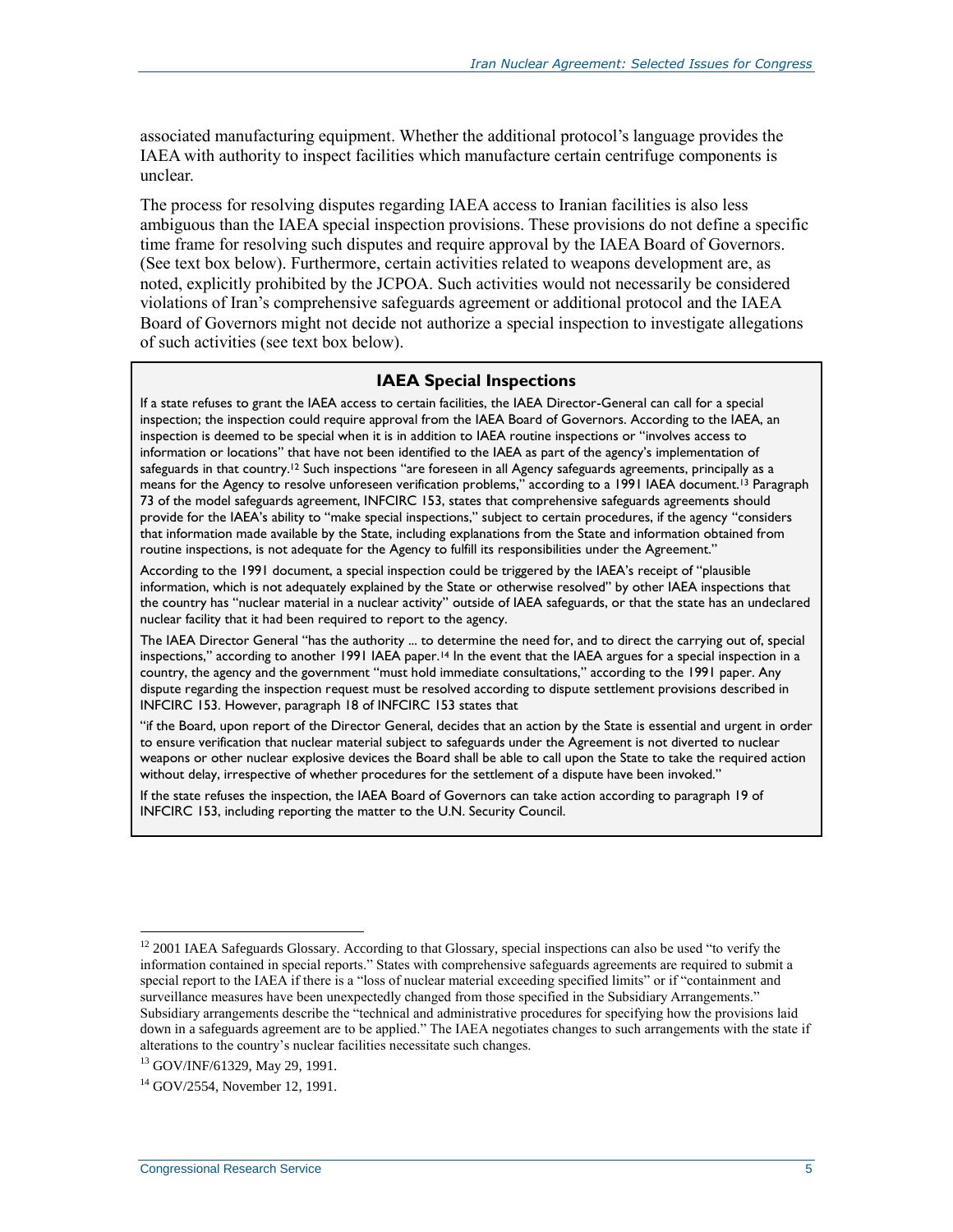associated manufacturing equipment. Whether the additional protocol's language provides the IAEA with authority to inspect facilities which manufacture certain centrifuge components is unclear.

The process for resolving disputes regarding IAEA access to Iranian facilities is also less ambiguous than the IAEA special inspection provisions. These provisions do not define a specific time frame for resolving such disputes and require approval by the IAEA Board of Governors. (See text box below). Furthermore, certain activities related to weapons development are, as noted, explicitly prohibited by the JCPOA. Such activities would not necessarily be considered violations of Iran's comprehensive safeguards agreement or additional protocol and the IAEA Board of Governors might not decide not authorize a special inspection to investigate allegations of such activities (see text box below).

### IAEA Special Inspections

If a state refuses to grant the IAEA access to certain facilities, the IAEA Director-General can call for a special inspection; the inspection could require approval from the IAEA Board of Governors. According to the IAEA, an inspection is deemed to be special when it is in addition to IAEA routine inspections or "involves access to information or locations" that have not been identified to the IAEA as part of the agency's implementation of safeguards in that country.[12] Such inspections "are foreseen in all Agency safeguards agreements, principally as a means for the Agency to resolve unforeseen verification problems," according to a 1991 IAEA document.[13] Paragraph 73 of the model safeguards agreement, INFCIRC 153, states that comprehensive safeguards agreements should provide for the IAEA's ability to "make special inspections," subject to certain procedures, if the agency "considers that information made available by the State, including explanations from the State and information obtained from routine inspections, is not adequate for the Agency to fulfill its responsibilities under the Agreement."

According to the 1991 document, a special inspection could be triggered by the IAEA's receipt of "plausible information, which is not adequately explained by the State or otherwise resolved" by other IAEA inspections that the country has "nuclear material in a nuclear activity" outside of IAEA safeguards, or that the state has an undeclared nuclear facility that it had been required to report to the agency.

The IAEA Director General "has the authority ... to determine the need for, and to direct the carrying out of, special inspections," according to another 1991 IAEA paper.[14] In the event that the IAEA argues for a special inspection in a country, the agency and the government "must hold immediate consultations," according to the 1991 paper. Any dispute regarding the inspection request must be resolved according to dispute settlement provisions described in INFCIRC 153. However, paragraph 18 of INFCIRC 153 states that

"if the Board, upon report of the Director General, decides that an action by the State is essential and urgent in order to ensure verification that nuclear material subject to safeguards under the Agreement is not diverted to nuclear weapons or other nuclear explosive devices the Board shall be able to call upon the State to take the required action without delay, irrespective of whether procedures for the settlement of a dispute have been invoked."

If the state refuses the inspection, the IAEA Board of Governors can take action according to paragraph 19 of INFCIRC 153, including reporting the matter to the U.N. Security Council.

---

[12] 2001 IAEA Safeguards Glossary. According to that Glossary, special inspections can also be used "to verify the information contained in special reports." States with comprehensive safeguards agreements are required to submit a special report to the IAEA if there is a "loss of nuclear material exceeding specified limits" or if "containment and surveillance measures have been unexpectedly changed from those specified in the Subsidiary Arrangements." Subsidiary arrangements describe the "technical and administrative procedures for specifying how the provisions laid down in a safeguards agreement are to be applied." The IAEA negotiates changes to such arrangements with the state if alterations to the country's nuclear facilities necessitate such changes.

[13] GOV/INF/61329, May 29, 1991.

[14] GOV/2554, November 12, 1991.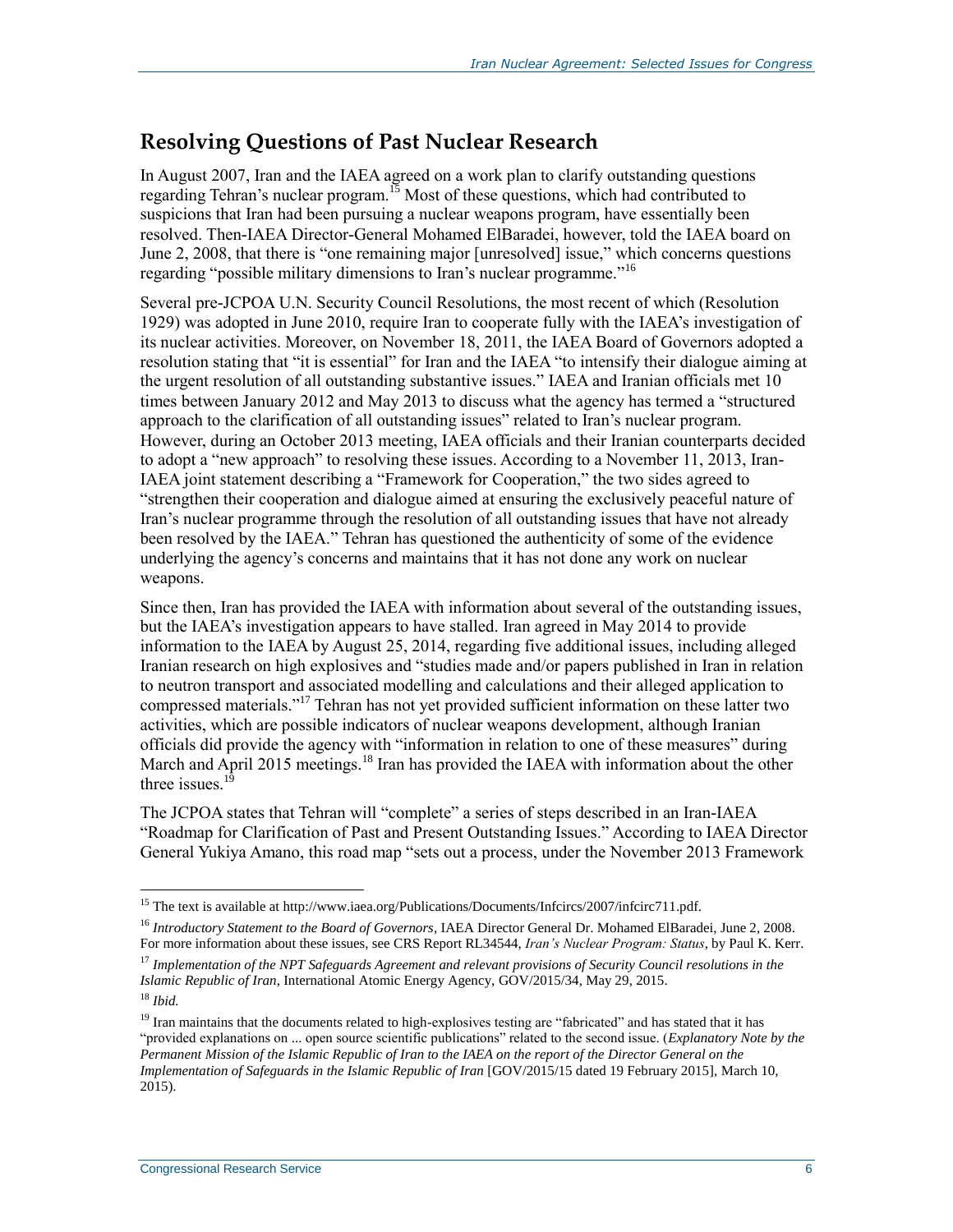## Resolving Questions of Past Nuclear Research

In August 2007, Iran and the IAEA agreed on a work plan to clarify outstanding questions regarding Tehran's nuclear program.[15] Most of these questions, which had contributed to suspicions that Iran had been pursuing a nuclear weapons program, have essentially been resolved. Then-IAEA Director-General Mohamed ElBaradei, however, told the IAEA board on June 2, 2008, that there is "one remaining major [unresolved] issue," which concerns questions regarding "possible military dimensions to Iran's nuclear programme."[16]

Several pre-JCPOA U.N. Security Council Resolutions, the most recent of which (Resolution 1929) was adopted in June 2010, require Iran to cooperate fully with the IAEA's investigation of its nuclear activities. Moreover, on November 18, 2011, the IAEA Board of Governors adopted a resolution stating that "it is essential" for Iran and the IAEA "to intensify their dialogue aiming at the urgent resolution of all outstanding substantive issues." IAEA and Iranian officials met 10 times between January 2012 and May 2013 to discuss what the agency has termed a "structured approach to the clarification of all outstanding issues" related to Iran's nuclear program. However, during an October 2013 meeting, IAEA officials and their Iranian counterparts decided to adopt a "new approach" to resolving these issues. According to a November 11, 2013, Iran-IAEA joint statement describing a "Framework for Cooperation," the two sides agreed to "strengthen their cooperation and dialogue aimed at ensuring the exclusively peaceful nature of Iran's nuclear programme through the resolution of all outstanding issues that have not already been resolved by the IAEA." Tehran has questioned the authenticity of some of the evidence underlying the agency's concerns and maintains that it has not done any work on nuclear weapons.

Since then, Iran has provided the IAEA with information about several of the outstanding issues, but the IAEA's investigation appears to have stalled. Iran agreed in May 2014 to provide information to the IAEA by August 25, 2014, regarding five additional issues, including alleged Iranian research on high explosives and "studies made and/or papers published in Iran in relation to neutron transport and associated modelling and calculations and their alleged application to compressed materials."[17] Tehran has not yet provided sufficient information on these latter two activities, which are possible indicators of nuclear weapons development, although Iranian officials did provide the agency with "information in relation to one of these measures" during March and April 2015 meetings.[18] Iran has provided the IAEA with information about the other three issues.[19]

The JCPOA states that Tehran will "complete" a series of steps described in an Iran-IAEA "Roadmap for Clarification of Past and Present Outstanding Issues." According to IAEA Director General Yukiya Amano, this road map "sets out a process, under the November 2013 Framework

---

[15] The text is available at http://www.iaea.org/Publications/Documents/Infcircs/2007/infcirc711.pdf.

[16] *Introductory Statement to the Board of Governors*, IAEA Director General Dr. Mohamed ElBaradei, June 2, 2008. For more information about these issues, see CRS Report RL34544, *Iran's Nuclear Program: Status*, by Paul K. Kerr.

[17] *Implementation of the NPT Safeguards Agreement and relevant provisions of Security Council resolutions in the Islamic Republic of Iran*, International Atomic Energy Agency, GOV/2015/34, May 29, 2015.

[18] *Ibid.*

[19] Iran maintains that the documents related to high-explosives testing are "fabricated" and has stated that it has "provided explanations on ... open source scientific publications" related to the second issue. (*Explanatory Note by the Permanent Mission of the Islamic Republic of Iran to the IAEA on the report of the Director General on the Implementation of Safeguards in the Islamic Republic of Iran* [GOV/2015/15 dated 19 February 2015], March 10, 2015).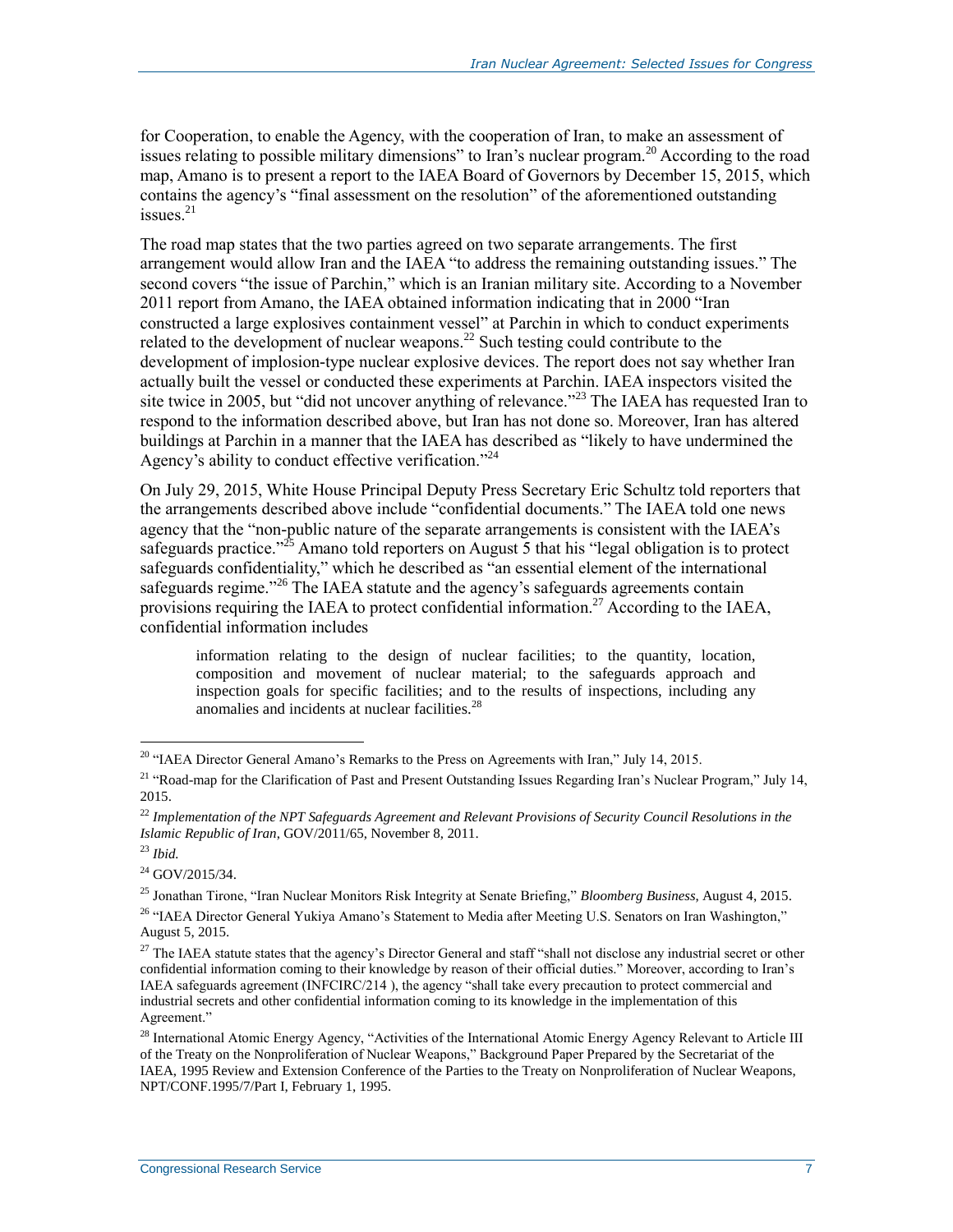for Cooperation, to enable the Agency, with the cooperation of Iran, to make an assessment of issues relating to possible military dimensions" to Iran's nuclear program.[20] According to the road map, Amano is to present a report to the IAEA Board of Governors by December 15, 2015, which contains the agency's "final assessment on the resolution" of the aforementioned outstanding issues.[21]

The road map states that the two parties agreed on two separate arrangements. The first arrangement would allow Iran and the IAEA "to address the remaining outstanding issues." The second covers "the issue of Parchin," which is an Iranian military site. According to a November 2011 report from Amano, the IAEA obtained information indicating that in 2000 "Iran constructed a large explosives containment vessel" at Parchin in which to conduct experiments related to the development of nuclear weapons.[22] Such testing could contribute to the development of implosion-type nuclear explosive devices. The report does not say whether Iran actually built the vessel or conducted these experiments at Parchin. IAEA inspectors visited the site twice in 2005, but "did not uncover anything of relevance."[23] The IAEA has requested Iran to respond to the information described above, but Iran has not done so. Moreover, Iran has altered buildings at Parchin in a manner that the IAEA has described as "likely to have undermined the Agency's ability to conduct effective verification."[24]

On July 29, 2015, White House Principal Deputy Press Secretary Eric Schultz told reporters that the arrangements described above include "confidential documents." The IAEA told one news agency that the "non-public nature of the separate arrangements is consistent with the IAEA's safeguards practice."[25] Amano told reporters on August 5 that his "legal obligation is to protect safeguards confidentiality," which he described as "an essential element of the international safeguards regime."[26] The IAEA statute and the agency's safeguards agreements contain provisions requiring the IAEA to protect confidential information.[27] According to the IAEA, confidential information includes

> information relating to the design of nuclear facilities; to the quantity, location, composition and movement of nuclear material; to the safeguards approach and inspection goals for specific facilities; and to the results of inspections, including any anomalies and incidents at nuclear facilities.[28]

---

[20] "IAEA Director General Amano's Remarks to the Press on Agreements with Iran," July 14, 2015.

[21] "Road-map for the Clarification of Past and Present Outstanding Issues Regarding Iran's Nuclear Program," July 14, 2015.

[22] *Implementation of the NPT Safeguards Agreement and Relevant Provisions of Security Council Resolutions in the Islamic Republic of Iran*, GOV/2011/65, November 8, 2011.

[23] *Ibid.*

[24] GOV/2015/34.

[25] Jonathan Tirone, "Iran Nuclear Monitors Risk Integrity at Senate Briefing," *Bloomberg Business*, August 4, 2015.

[26] "IAEA Director General Yukiya Amano's Statement to Media after Meeting U.S. Senators on Iran Washington," August 5, 2015.

[27] The IAEA statute states that the agency's Director General and staff "shall not disclose any industrial secret or other confidential information coming to their knowledge by reason of their official duties." Moreover, according to Iran's IAEA safeguards agreement (INFCIRC/214 ), the agency "shall take every precaution to protect commercial and industrial secrets and other confidential information coming to its knowledge in the implementation of this Agreement."

[28] International Atomic Energy Agency, "Activities of the International Atomic Energy Agency Relevant to Article III of the Treaty on the Nonproliferation of Nuclear Weapons," Background Paper Prepared by the Secretariat of the IAEA, 1995 Review and Extension Conference of the Parties to the Treaty on Nonproliferation of Nuclear Weapons, NPT/CONF.1995/7/Part I, February 1, 1995.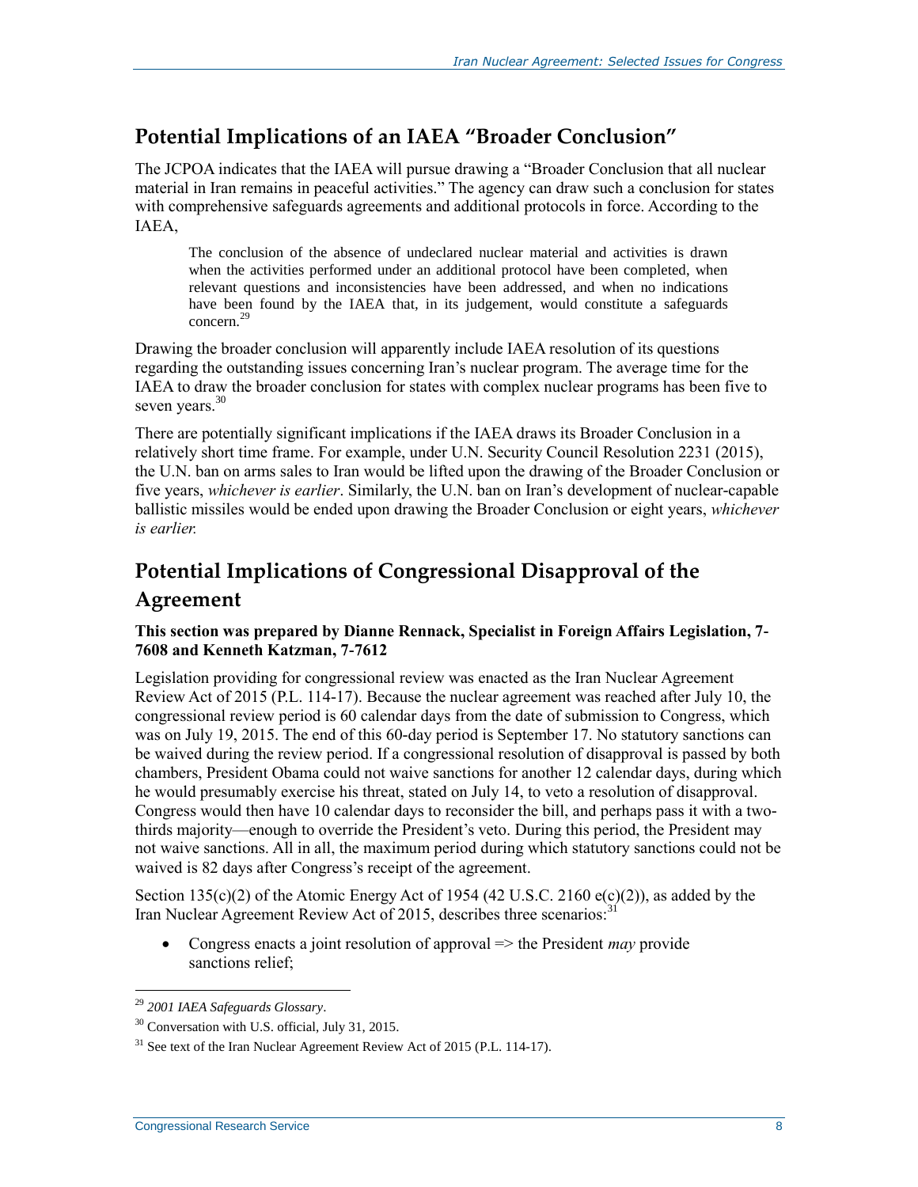## Potential Implications of an IAEA "Broader Conclusion"

The JCPOA indicates that the IAEA will pursue drawing a "Broader Conclusion that all nuclear material in Iran remains in peaceful activities." The agency can draw such a conclusion for states with comprehensive safeguards agreements and additional protocols in force. According to the IAEA,

> The conclusion of the absence of undeclared nuclear material and activities is drawn when the activities performed under an additional protocol have been completed, when relevant questions and inconsistencies have been addressed, and when no indications have been found by the IAEA that, in its judgement, would constitute a safeguards concern.[29]

Drawing the broader conclusion will apparently include IAEA resolution of its questions regarding the outstanding issues concerning Iran's nuclear program. The average time for the IAEA to draw the broader conclusion for states with complex nuclear programs has been five to seven years.[30]

There are potentially significant implications if the IAEA draws its Broader Conclusion in a relatively short time frame. For example, under U.N. Security Council Resolution 2231 (2015), the U.N. ban on arms sales to Iran would be lifted upon the drawing of the Broader Conclusion or five years, *whichever is earlier*. Similarly, the U.N. ban on Iran's development of nuclear-capable ballistic missiles would be ended upon drawing the Broader Conclusion or eight years, *whichever is earlier.*

## Potential Implications of Congressional Disapproval of the Agreement

**This section was prepared by Dianne Rennack, Specialist in Foreign Affairs Legislation, 7-7608 and Kenneth Katzman, 7-7612**

Legislation providing for congressional review was enacted as the Iran Nuclear Agreement Review Act of 2015 (P.L. 114-17). Because the nuclear agreement was reached after July 10, the congressional review period is 60 calendar days from the date of submission to Congress, which was on July 19, 2015. The end of this 60-day period is September 17. No statutory sanctions can be waived during the review period. If a congressional resolution of disapproval is passed by both chambers, President Obama could not waive sanctions for another 12 calendar days, during which he would presumably exercise his threat, stated on July 14, to veto a resolution of disapproval. Congress would then have 10 calendar days to reconsider the bill, and perhaps pass it with a two-thirds majority—enough to override the President's veto. During this period, the President may not waive sanctions. All in all, the maximum period during which statutory sanctions could not be waived is 82 days after Congress's receipt of the agreement.

Section 135(c)(2) of the Atomic Energy Act of 1954 (42 U.S.C. 2160 e(c)(2)), as added by the Iran Nuclear Agreement Review Act of 2015, describes three scenarios:[31]

- Congress enacts a joint resolution of approval => the President *may* provide sanctions relief;

---

[29] *2001 IAEA Safeguards Glossary*.

[30] Conversation with U.S. official, July 31, 2015.

[31] See text of the Iran Nuclear Agreement Review Act of 2015 (P.L. 114-17).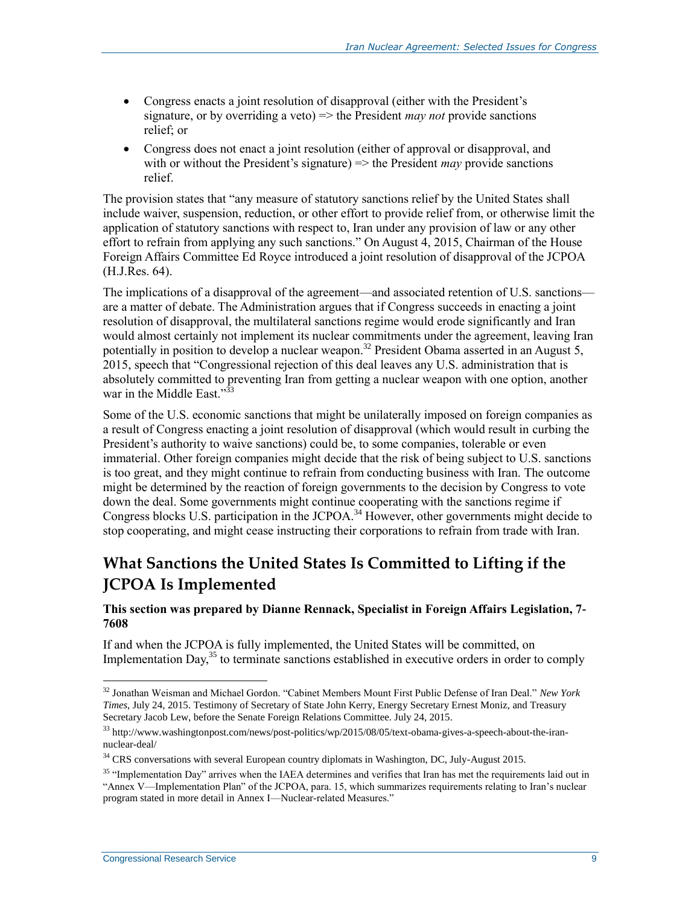- Congress enacts a joint resolution of disapproval (either with the President's signature, or by overriding a veto) => the President *may not* provide sanctions relief; or
- Congress does not enact a joint resolution (either of approval or disapproval, and with or without the President's signature) => the President *may* provide sanctions relief.

The provision states that "any measure of statutory sanctions relief by the United States shall include waiver, suspension, reduction, or other effort to provide relief from, or otherwise limit the application of statutory sanctions with respect to, Iran under any provision of law or any other effort to refrain from applying any such sanctions." On August 4, 2015, Chairman of the House Foreign Affairs Committee Ed Royce introduced a joint resolution of disapproval of the JCPOA (H.J.Res. 64).

The implications of a disapproval of the agreement—and associated retention of U.S. sanctions—are a matter of debate. The Administration argues that if Congress succeeds in enacting a joint resolution of disapproval, the multilateral sanctions regime would erode significantly and Iran would almost certainly not implement its nuclear commitments under the agreement, leaving Iran potentially in position to develop a nuclear weapon.[32] President Obama asserted in an August 5, 2015, speech that "Congressional rejection of this deal leaves any U.S. administration that is absolutely committed to preventing Iran from getting a nuclear weapon with one option, another war in the Middle East."[33]

Some of the U.S. economic sanctions that might be unilaterally imposed on foreign companies as a result of Congress enacting a joint resolution of disapproval (which would result in curbing the President's authority to waive sanctions) could be, to some companies, tolerable or even immaterial. Other foreign companies might decide that the risk of being subject to U.S. sanctions is too great, and they might continue to refrain from conducting business with Iran. The outcome might be determined by the reaction of foreign governments to the decision by Congress to vote down the deal. Some governments might continue cooperating with the sanctions regime if Congress blocks U.S. participation in the JCPOA.[34] However, other governments might decide to stop cooperating, and might cease instructing their corporations to refrain from trade with Iran.

## What Sanctions the United States Is Committed to Lifting if the JCPOA Is Implemented

**This section was prepared by Dianne Rennack, Specialist in Foreign Affairs Legislation, 7-7608**

If and when the JCPOA is fully implemented, the United States will be committed, on Implementation Day,[35] to terminate sanctions established in executive orders in order to comply

---

[32] Jonathan Weisman and Michael Gordon. "Cabinet Members Mount First Public Defense of Iran Deal." *New York Times*, July 24, 2015. Testimony of Secretary of State John Kerry, Energy Secretary Ernest Moniz, and Treasury Secretary Jacob Lew, before the Senate Foreign Relations Committee. July 24, 2015.

[33] http://www.washingtonpost.com/news/post-politics/wp/2015/08/05/text-obama-gives-a-speech-about-the-iran-nuclear-deal/

[34] CRS conversations with several European country diplomats in Washington, DC, July-August 2015.

[35] "Implementation Day" arrives when the IAEA determines and verifies that Iran has met the requirements laid out in "Annex V—Implementation Plan" of the JCPOA, para. 15, which summarizes requirements relating to Iran's nuclear program stated in more detail in Annex I—Nuclear-related Measures."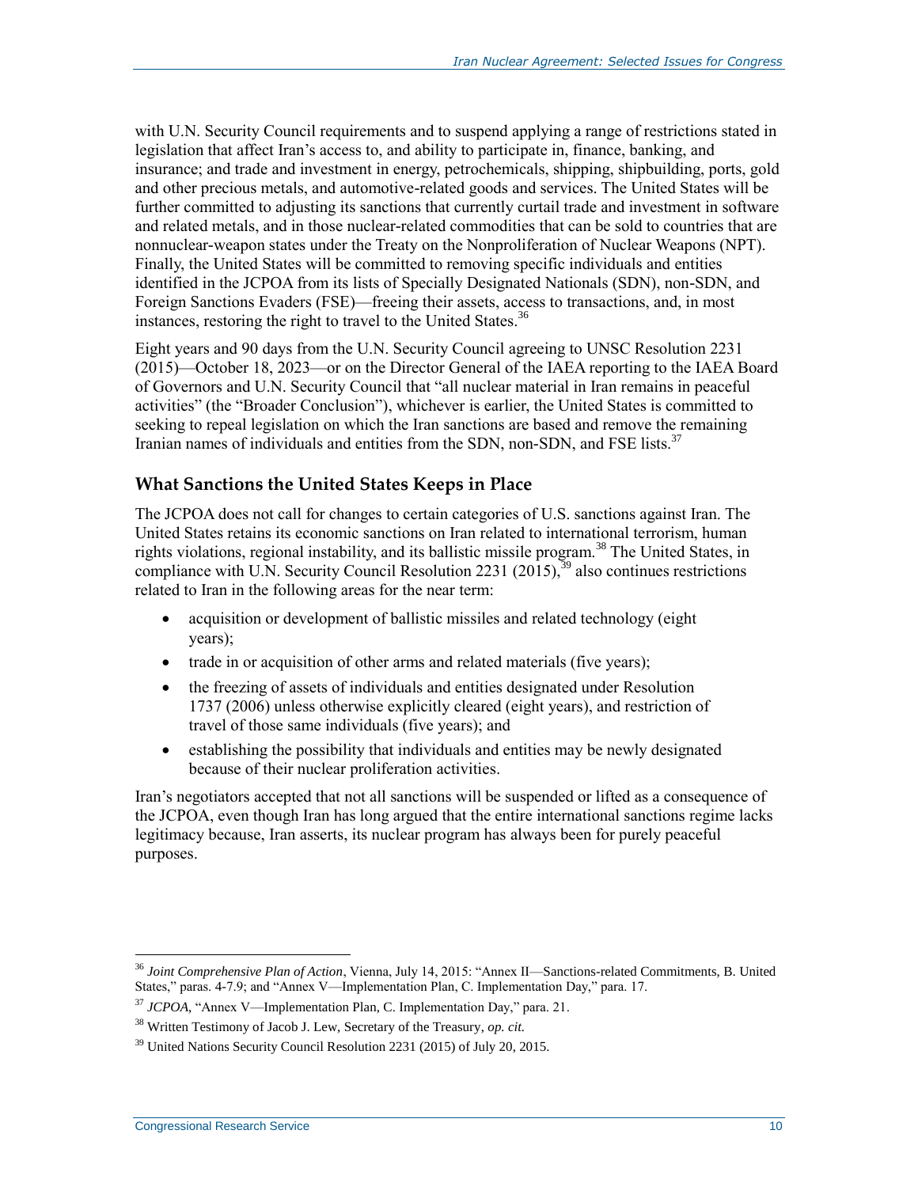with U.N. Security Council requirements and to suspend applying a range of restrictions stated in legislation that affect Iran's access to, and ability to participate in, finance, banking, and insurance; and trade and investment in energy, petrochemicals, shipping, shipbuilding, ports, gold and other precious metals, and automotive-related goods and services. The United States will be further committed to adjusting its sanctions that currently curtail trade and investment in software and related metals, and in those nuclear-related commodities that can be sold to countries that are nonnuclear-weapon states under the Treaty on the Nonproliferation of Nuclear Weapons (NPT). Finally, the United States will be committed to removing specific individuals and entities identified in the JCPOA from its lists of Specially Designated Nationals (SDN), non-SDN, and Foreign Sanctions Evaders (FSE)—freeing their assets, access to transactions, and, in most instances, restoring the right to travel to the United States.[36]

Eight years and 90 days from the U.N. Security Council agreeing to UNSC Resolution 2231 (2015)—October 18, 2023—or on the Director General of the IAEA reporting to the IAEA Board of Governors and U.N. Security Council that "all nuclear material in Iran remains in peaceful activities" (the "Broader Conclusion"), whichever is earlier, the United States is committed to seeking to repeal legislation on which the Iran sanctions are based and remove the remaining Iranian names of individuals and entities from the SDN, non-SDN, and FSE lists.[37]

## What Sanctions the United States Keeps in Place

The JCPOA does not call for changes to certain categories of U.S. sanctions against Iran. The United States retains its economic sanctions on Iran related to international terrorism, human rights violations, regional instability, and its ballistic missile program.[38] The United States, in compliance with U.N. Security Council Resolution 2231 (2015),[39] also continues restrictions related to Iran in the following areas for the near term:

- acquisition or development of ballistic missiles and related technology (eight years);
- trade in or acquisition of other arms and related materials (five years);
- the freezing of assets of individuals and entities designated under Resolution 1737 (2006) unless otherwise explicitly cleared (eight years), and restriction of travel of those same individuals (five years); and
- establishing the possibility that individuals and entities may be newly designated because of their nuclear proliferation activities.

Iran's negotiators accepted that not all sanctions will be suspended or lifted as a consequence of the JCPOA, even though Iran has long argued that the entire international sanctions regime lacks legitimacy because, Iran asserts, its nuclear program has always been for purely peaceful purposes.

---

[36] *Joint Comprehensive Plan of Action*, Vienna, July 14, 2015: "Annex II—Sanctions-related Commitments, B. United States," paras. 4-7.9; and "Annex V—Implementation Plan, C. Implementation Day," para. 17.

[37] *JCPOA*, "Annex V—Implementation Plan, C. Implementation Day," para. 21.

[38] Written Testimony of Jacob J. Lew, Secretary of the Treasury, *op. cit.*

[39] United Nations Security Council Resolution 2231 (2015) of July 20, 2015.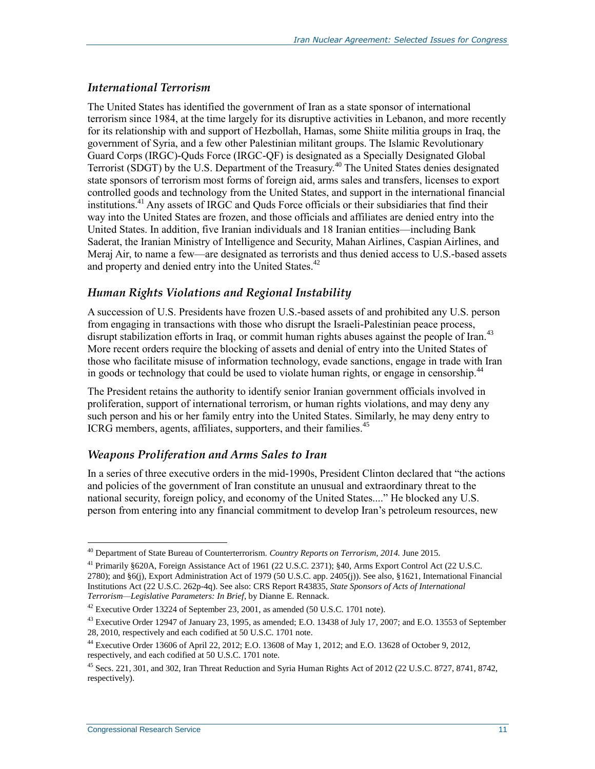### *International Terrorism*

The United States has identified the government of Iran as a state sponsor of international terrorism since 1984, at the time largely for its disruptive activities in Lebanon, and more recently for its relationship with and support of Hezbollah, Hamas, some Shiite militia groups in Iraq, the government of Syria, and a few other Palestinian militant groups. The Islamic Revolutionary Guard Corps (IRGC)-Quds Force (IRGC-QF) is designated as a Specially Designated Global Terrorist (SDGT) by the U.S. Department of the Treasury.[40] The United States denies designated state sponsors of terrorism most forms of foreign aid, arms sales and transfers, licenses to export controlled goods and technology from the United States, and support in the international financial institutions.[41] Any assets of IRGC and Quds Force officials or their subsidiaries that find their way into the United States are frozen, and those officials and affiliates are denied entry into the United States. In addition, five Iranian individuals and 18 Iranian entities—including Bank Saderat, the Iranian Ministry of Intelligence and Security, Mahan Airlines, Caspian Airlines, and Meraj Air, to name a few—are designated as terrorists and thus denied access to U.S.-based assets and property and denied entry into the United States.[42]

### *Human Rights Violations and Regional Instability*

A succession of U.S. Presidents have frozen U.S.-based assets of and prohibited any U.S. person from engaging in transactions with those who disrupt the Israeli-Palestinian peace process, disrupt stabilization efforts in Iraq, or commit human rights abuses against the people of Iran.[43] More recent orders require the blocking of assets and denial of entry into the United States of those who facilitate misuse of information technology, evade sanctions, engage in trade with Iran in goods or technology that could be used to violate human rights, or engage in censorship.[44]

The President retains the authority to identify senior Iranian government officials involved in proliferation, support of international terrorism, or human rights violations, and may deny any such person and his or her family entry into the United States. Similarly, he may deny entry to ICRG members, agents, affiliates, supporters, and their families.[45]

### *Weapons Proliferation and Arms Sales to Iran*

In a series of three executive orders in the mid-1990s, President Clinton declared that "the actions and policies of the government of Iran constitute an unusual and extraordinary threat to the national security, foreign policy, and economy of the United States...." He blocked any U.S. person from entering into any financial commitment to develop Iran's petroleum resources, new

---

[40] Department of State Bureau of Counterterrorism. *Country Reports on Terrorism, 2014.* June 2015.

[41] Primarily §620A, Foreign Assistance Act of 1961 (22 U.S.C. 2371); §40, Arms Export Control Act (22 U.S.C. 2780); and §6(j), Export Administration Act of 1979 (50 U.S.C. app. 2405(j)). See also, §1621, International Financial Institutions Act (22 U.S.C. 262p-4q). See also: CRS Report R43835, *State Sponsors of Acts of International Terrorism—Legislative Parameters: In Brief*, by Dianne E. Rennack.

[42] Executive Order 13224 of September 23, 2001, as amended (50 U.S.C. 1701 note).

[43] Executive Order 12947 of January 23, 1995, as amended; E.O. 13438 of July 17, 2007; and E.O. 13553 of September 28, 2010, respectively and each codified at 50 U.S.C. 1701 note.

[44] Executive Order 13606 of April 22, 2012; E.O. 13608 of May 1, 2012; and E.O. 13628 of October 9, 2012, respectively, and each codified at 50 U.S.C. 1701 note.

[45] Secs. 221, 301, and 302, Iran Threat Reduction and Syria Human Rights Act of 2012 (22 U.S.C. 8727, 8741, 8742, respectively).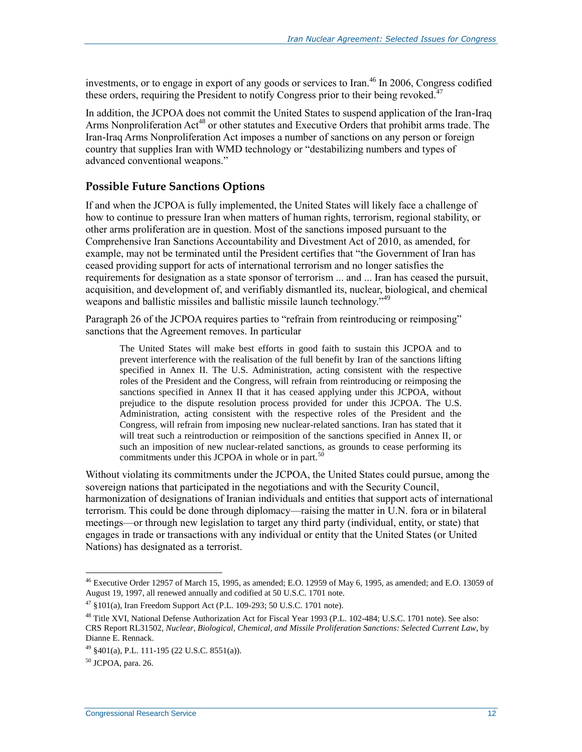investments, or to engage in export of any goods or services to Iran.[46] In 2006, Congress codified these orders, requiring the President to notify Congress prior to their being revoked.[47]

In addition, the JCPOA does not commit the United States to suspend application of the Iran-Iraq Arms Nonproliferation Act[48] or other statutes and Executive Orders that prohibit arms trade. The Iran-Iraq Arms Nonproliferation Act imposes a number of sanctions on any person or foreign country that supplies Iran with WMD technology or "destabilizing numbers and types of advanced conventional weapons."

### Possible Future Sanctions Options

If and when the JCPOA is fully implemented, the United States will likely face a challenge of how to continue to pressure Iran when matters of human rights, terrorism, regional stability, or other arms proliferation are in question. Most of the sanctions imposed pursuant to the Comprehensive Iran Sanctions Accountability and Divestment Act of 2010, as amended, for example, may not be terminated until the President certifies that "the Government of Iran has ceased providing support for acts of international terrorism and no longer satisfies the requirements for designation as a state sponsor of terrorism ... and ... Iran has ceased the pursuit, acquisition, and development of, and verifiably dismantled its, nuclear, biological, and chemical weapons and ballistic missiles and ballistic missile launch technology."[49]

Paragraph 26 of the JCPOA requires parties to "refrain from reintroducing or reimposing" sanctions that the Agreement removes. In particular

> The United States will make best efforts in good faith to sustain this JCPOA and to prevent interference with the realisation of the full benefit by Iran of the sanctions lifting specified in Annex II. The U.S. Administration, acting consistent with the respective roles of the President and the Congress, will refrain from reintroducing or reimposing the sanctions specified in Annex II that it has ceased applying under this JCPOA, without prejudice to the dispute resolution process provided for under this JCPOA. The U.S. Administration, acting consistent with the respective roles of the President and the Congress, will refrain from imposing new nuclear-related sanctions. Iran has stated that it will treat such a reintroduction or reimposition of the sanctions specified in Annex II, or such an imposition of new nuclear-related sanctions, as grounds to cease performing its commitments under this JCPOA in whole or in part.[50]

Without violating its commitments under the JCPOA, the United States could pursue, among the sovereign nations that participated in the negotiations and with the Security Council, harmonization of designations of Iranian individuals and entities that support acts of international terrorism. This could be done through diplomacy—raising the matter in U.N. fora or in bilateral meetings—or through new legislation to target any third party (individual, entity, or state) that engages in trade or transactions with any individual or entity that the United States (or United Nations) has designated as a terrorist.

---

[46] Executive Order 12957 of March 15, 1995, as amended; E.O. 12959 of May 6, 1995, as amended; and E.O. 13059 of August 19, 1997, all renewed annually and codified at 50 U.S.C. 1701 note.

[47] §101(a), Iran Freedom Support Act (P.L. 109-293; 50 U.S.C. 1701 note).

[48] Title XVI, National Defense Authorization Act for Fiscal Year 1993 (P.L. 102-484; U.S.C. 1701 note). See also: CRS Report RL31502, *Nuclear, Biological, Chemical, and Missile Proliferation Sanctions: Selected Current Law*, by Dianne E. Rennack.

[49] §401(a), P.L. 111-195 (22 U.S.C. 8551(a)).

[50] JCPOA, para. 26.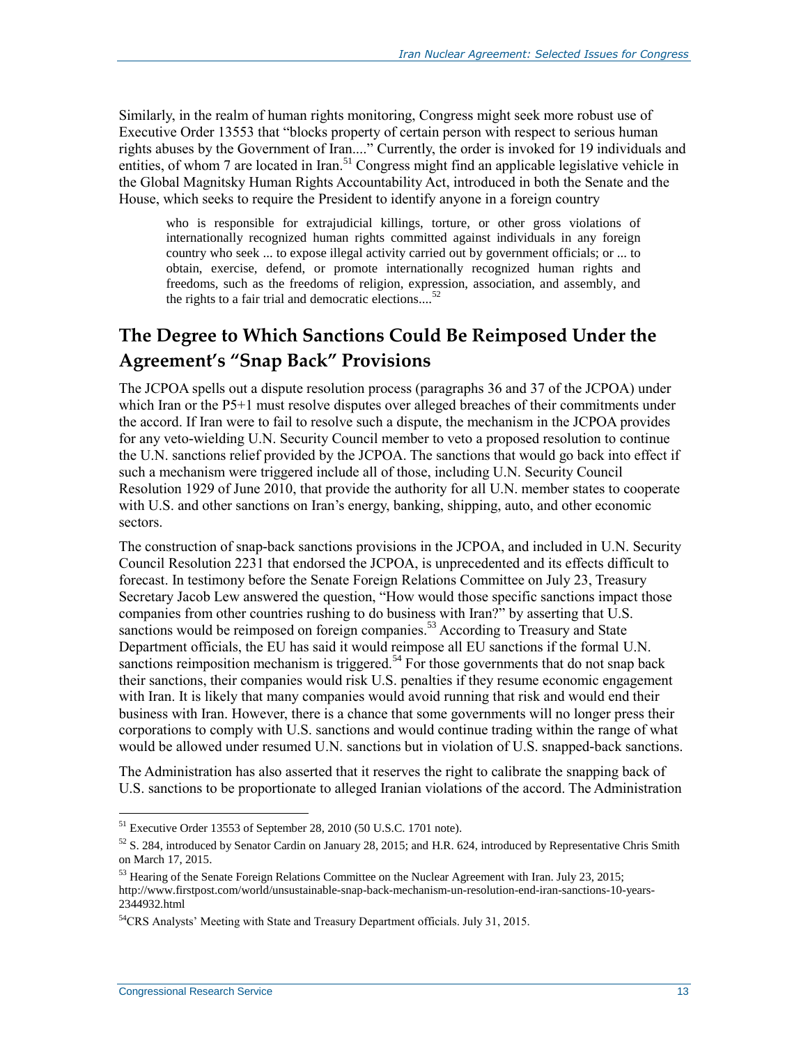Similarly, in the realm of human rights monitoring, Congress might seek more robust use of Executive Order 13553 that "blocks property of certain person with respect to serious human rights abuses by the Government of Iran...." Currently, the order is invoked for 19 individuals and entities, of whom 7 are located in Iran.[51] Congress might find an applicable legislative vehicle in the Global Magnitsky Human Rights Accountability Act, introduced in both the Senate and the House, which seeks to require the President to identify anyone in a foreign country

> who is responsible for extrajudicial killings, torture, or other gross violations of internationally recognized human rights committed against individuals in any foreign country who seek ... to expose illegal activity carried out by government officials; or ... to obtain, exercise, defend, or promote internationally recognized human rights and freedoms, such as the freedoms of religion, expression, association, and assembly, and the rights to a fair trial and democratic elections....[52]

## The Degree to Which Sanctions Could Be Reimposed Under the Agreement's "Snap Back" Provisions

The JCPOA spells out a dispute resolution process (paragraphs 36 and 37 of the JCPOA) under which Iran or the P5+1 must resolve disputes over alleged breaches of their commitments under the accord. If Iran were to fail to resolve such a dispute, the mechanism in the JCPOA provides for any veto-wielding U.N. Security Council member to veto a proposed resolution to continue the U.N. sanctions relief provided by the JCPOA. The sanctions that would go back into effect if such a mechanism were triggered include all of those, including U.N. Security Council Resolution 1929 of June 2010, that provide the authority for all U.N. member states to cooperate with U.S. and other sanctions on Iran's energy, banking, shipping, auto, and other economic sectors.

The construction of snap-back sanctions provisions in the JCPOA, and included in U.N. Security Council Resolution 2231 that endorsed the JCPOA, is unprecedented and its effects difficult to forecast. In testimony before the Senate Foreign Relations Committee on July 23, Treasury Secretary Jacob Lew answered the question, "How would those specific sanctions impact those companies from other countries rushing to do business with Iran?" by asserting that U.S. sanctions would be reimposed on foreign companies.[53] According to Treasury and State Department officials, the EU has said it would reimpose all EU sanctions if the formal U.N. sanctions reimposition mechanism is triggered.[54] For those governments that do not snap back their sanctions, their companies would risk U.S. penalties if they resume economic engagement with Iran. It is likely that many companies would avoid running that risk and would end their business with Iran. However, there is a chance that some governments will no longer press their corporations to comply with U.S. sanctions and would continue trading within the range of what would be allowed under resumed U.N. sanctions but in violation of U.S. snapped-back sanctions.

The Administration has also asserted that it reserves the right to calibrate the snapping back of U.S. sanctions to be proportionate to alleged Iranian violations of the accord. The Administration

---

[51] Executive Order 13553 of September 28, 2010 (50 U.S.C. 1701 note).

[52] S. 284, introduced by Senator Cardin on January 28, 2015; and H.R. 624, introduced by Representative Chris Smith on March 17, 2015.

[53] Hearing of the Senate Foreign Relations Committee on the Nuclear Agreement with Iran. July 23, 2015; http://www.firstpost.com/world/unsustainable-snap-back-mechanism-un-resolution-end-iran-sanctions-10-years-2344932.html

[54] CRS Analysts' Meeting with State and Treasury Department officials. July 31, 2015.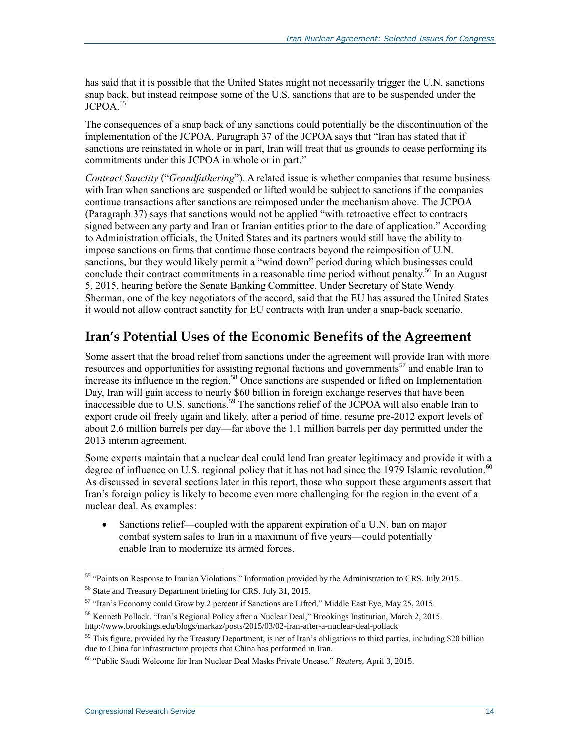has said that it is possible that the United States might not necessarily trigger the U.N. sanctions snap back, but instead reimpose some of the U.S. sanctions that are to be suspended under the JCPOA.[55]

The consequences of a snap back of any sanctions could potentially be the discontinuation of the implementation of the JCPOA. Paragraph 37 of the JCPOA says that "Iran has stated that if sanctions are reinstated in whole or in part, Iran will treat that as grounds to cease performing its commitments under this JCPOA in whole or in part."

*Contract Sanctity* ("*Grandfathering*"). A related issue is whether companies that resume business with Iran when sanctions are suspended or lifted would be subject to sanctions if the companies continue transactions after sanctions are reimposed under the mechanism above. The JCPOA (Paragraph 37) says that sanctions would not be applied "with retroactive effect to contracts signed between any party and Iran or Iranian entities prior to the date of application." According to Administration officials, the United States and its partners would still have the ability to impose sanctions on firms that continue those contracts beyond the reimposition of U.N. sanctions, but they would likely permit a "wind down" period during which businesses could conclude their contract commitments in a reasonable time period without penalty.[56] In an August 5, 2015, hearing before the Senate Banking Committee, Under Secretary of State Wendy Sherman, one of the key negotiators of the accord, said that the EU has assured the United States it would not allow contract sanctity for EU contracts with Iran under a snap-back scenario.

## Iran's Potential Uses of the Economic Benefits of the Agreement

Some assert that the broad relief from sanctions under the agreement will provide Iran with more resources and opportunities for assisting regional factions and governments[57] and enable Iran to increase its influence in the region.[58] Once sanctions are suspended or lifted on Implementation Day, Iran will gain access to nearly $60 billion in foreign exchange reserves that have been inaccessible due to U.S. sanctions.[59] The sanctions relief of the JCPOA will also enable Iran to export crude oil freely again and likely, after a period of time, resume pre-2012 export levels of about 2.6 million barrels per day—far above the 1.1 million barrels per day permitted under the 2013 interim agreement.

Some experts maintain that a nuclear deal could lend Iran greater legitimacy and provide it with a degree of influence on U.S. regional policy that it has not had since the 1979 Islamic revolution.[60] As discussed in several sections later in this report, those who support these arguments assert that Iran's foreign policy is likely to become even more challenging for the region in the event of a nuclear deal. As examples:

- Sanctions relief—coupled with the apparent expiration of a U.N. ban on major combat system sales to Iran in a maximum of five years—could potentially enable Iran to modernize its armed forces.

---

[55] "Points on Response to Iranian Violations." Information provided by the Administration to CRS. July 2015.

[56] State and Treasury Department briefing for CRS. July 31, 2015.

[57] "Iran's Economy could Grow by 2 percent if Sanctions are Lifted," Middle East Eye, May 25, 2015.

[58] Kenneth Pollack. "Iran's Regional Policy after a Nuclear Deal," Brookings Institution, March 2, 2015. http://www.brookings.edu/blogs/markaz/posts/2015/03/02-iran-after-a-nuclear-deal-pollack

[59] This figure, provided by the Treasury Department, is net of Iran's obligations to third parties, including $20 billion due to China for infrastructure projects that China has performed in Iran.

[60] "Public Saudi Welcome for Iran Nuclear Deal Masks Private Unease." *Reuters*, April 3, 2015.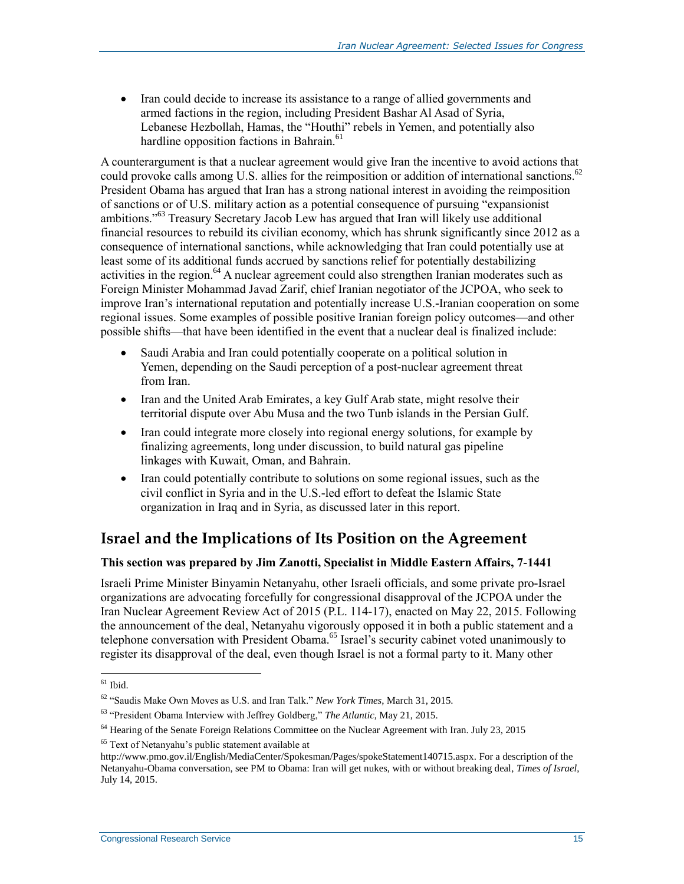- Iran could decide to increase its assistance to a range of allied governments and armed factions in the region, including President Bashar Al Asad of Syria, Lebanese Hezbollah, Hamas, the "Houthi" rebels in Yemen, and potentially also hardline opposition factions in Bahrain.[61]

A counterargument is that a nuclear agreement would give Iran the incentive to avoid actions that could provoke calls among U.S. allies for the reimposition or addition of international sanctions.[62] President Obama has argued that Iran has a strong national interest in avoiding the reimposition of sanctions or of U.S. military action as a potential consequence of pursuing "expansionist ambitions."[63] Treasury Secretary Jacob Lew has argued that Iran will likely use additional financial resources to rebuild its civilian economy, which has shrunk significantly since 2012 as a consequence of international sanctions, while acknowledging that Iran could potentially use at least some of its additional funds accrued by sanctions relief for potentially destabilizing activities in the region.[64] A nuclear agreement could also strengthen Iranian moderates such as Foreign Minister Mohammad Javad Zarif, chief Iranian negotiator of the JCPOA, who seek to improve Iran's international reputation and potentially increase U.S.-Iranian cooperation on some regional issues. Some examples of possible positive Iranian foreign policy outcomes—and other possible shifts—that have been identified in the event that a nuclear deal is finalized include:

- Saudi Arabia and Iran could potentially cooperate on a political solution in Yemen, depending on the Saudi perception of a post-nuclear agreement threat from Iran.
- Iran and the United Arab Emirates, a key Gulf Arab state, might resolve their territorial dispute over Abu Musa and the two Tunb islands in the Persian Gulf.
- Iran could integrate more closely into regional energy solutions, for example by finalizing agreements, long under discussion, to build natural gas pipeline linkages with Kuwait, Oman, and Bahrain.
- Iran could potentially contribute to solutions on some regional issues, such as the civil conflict in Syria and in the U.S.-led effort to defeat the Islamic State organization in Iraq and in Syria, as discussed later in this report.

## Israel and the Implications of Its Position on the Agreement

**This section was prepared by Jim Zanotti, Specialist in Middle Eastern Affairs, 7-1441**

Israeli Prime Minister Binyamin Netanyahu, other Israeli officials, and some private pro-Israel organizations are advocating forcefully for congressional disapproval of the JCPOA under the Iran Nuclear Agreement Review Act of 2015 (P.L. 114-17), enacted on May 22, 2015. Following the announcement of the deal, Netanyahu vigorously opposed it in both a public statement and a telephone conversation with President Obama.[65] Israel's security cabinet voted unanimously to register its disapproval of the deal, even though Israel is not a formal party to it. Many other

---

[61] Ibid.

[62] "Saudis Make Own Moves as U.S. and Iran Talk." *New York Times*, March 31, 2015.

[63] "President Obama Interview with Jeffrey Goldberg," *The Atlantic*, May 21, 2015.

[64] Hearing of the Senate Foreign Relations Committee on the Nuclear Agreement with Iran. July 23, 2015

[65] Text of Netanyahu's public statement available at http://www.pmo.gov.il/English/MediaCenter/Spokesman/Pages/spokeStatement140715.aspx. For a description of the Netanyahu-Obama conversation, see PM to Obama: Iran will get nukes, with or without breaking deal, *Times of Israel*, July 14, 2015.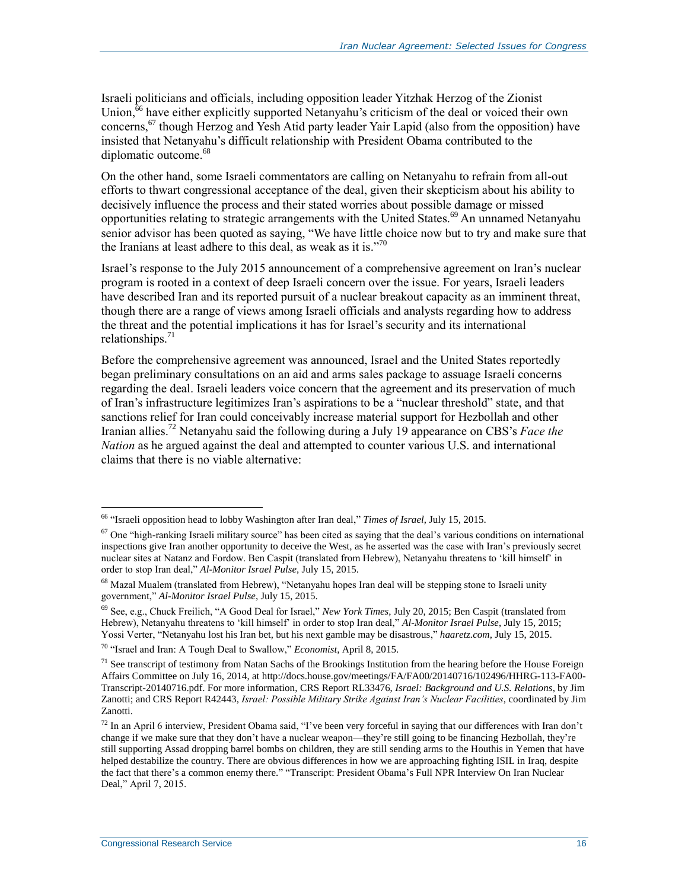Israeli politicians and officials, including opposition leader Yitzhak Herzog of the Zionist Union,[66] have either explicitly supported Netanyahu's criticism of the deal or voiced their own concerns,[67] though Herzog and Yesh Atid party leader Yair Lapid (also from the opposition) have insisted that Netanyahu's difficult relationship with President Obama contributed to the diplomatic outcome.[68]

On the other hand, some Israeli commentators are calling on Netanyahu to refrain from all-out efforts to thwart congressional acceptance of the deal, given their skepticism about his ability to decisively influence the process and their stated worries about possible damage or missed opportunities relating to strategic arrangements with the United States.[69] An unnamed Netanyahu senior advisor has been quoted as saying, "We have little choice now but to try and make sure that the Iranians at least adhere to this deal, as weak as it is."[70]

Israel's response to the July 2015 announcement of a comprehensive agreement on Iran's nuclear program is rooted in a context of deep Israeli concern over the issue. For years, Israeli leaders have described Iran and its reported pursuit of a nuclear breakout capacity as an imminent threat, though there are a range of views among Israeli officials and analysts regarding how to address the threat and the potential implications it has for Israel's security and its international relationships.[71]

Before the comprehensive agreement was announced, Israel and the United States reportedly began preliminary consultations on an aid and arms sales package to assuage Israeli concerns regarding the deal. Israeli leaders voice concern that the agreement and its preservation of much of Iran's infrastructure legitimizes Iran's aspirations to be a "nuclear threshold" state, and that sanctions relief for Iran could conceivably increase material support for Hezbollah and other Iranian allies.[72] Netanyahu said the following during a July 19 appearance on CBS's *Face the Nation* as he argued against the deal and attempted to counter various U.S. and international claims that there is no viable alternative:

---

[66] "Israeli opposition head to lobby Washington after Iran deal," *Times of Israel*, July 15, 2015.

[67] One "high-ranking Israeli military source" has been cited as saying that the deal's various conditions on international inspections give Iran another opportunity to deceive the West, as he asserted was the case with Iran's previously secret nuclear sites at Natanz and Fordow. Ben Caspit (translated from Hebrew), Netanyahu threatens to 'kill himself' in order to stop Iran deal," *Al-Monitor Israel Pulse*, July 15, 2015.

[68] Mazal Mualem (translated from Hebrew), "Netanyahu hopes Iran deal will be stepping stone to Israeli unity government," *Al-Monitor Israel Pulse*, July 15, 2015.

[69] See, e.g., Chuck Freilich, "A Good Deal for Israel," *New York Times*, July 20, 2015; Ben Caspit (translated from Hebrew), Netanyahu threatens to 'kill himself' in order to stop Iran deal," *Al-Monitor Israel Pulse*, July 15, 2015; Yossi Verter, "Netanyahu lost his Iran bet, but his next gamble may be disastrous," *haaretz.com*, July 15, 2015.

[70] "Israel and Iran: A Tough Deal to Swallow," *Economist*, April 8, 2015.

[71] See transcript of testimony from Natan Sachs of the Brookings Institution from the hearing before the House Foreign Affairs Committee on July 16, 2014, at http://docs.house.gov/meetings/FA/FA00/20140716/102496/HHRG-113-FA00-Transcript-20140716.pdf. For more information, CRS Report RL33476, *Israel: Background and U.S. Relations*, by Jim Zanotti; and CRS Report R42443, *Israel: Possible Military Strike Against Iran's Nuclear Facilities*, coordinated by Jim Zanotti.

[72] In an April 6 interview, President Obama said, "I've been very forceful in saying that our differences with Iran don't change if we make sure that they don't have a nuclear weapon—they're still going to be financing Hezbollah, they're still supporting Assad dropping barrel bombs on children, they are still sending arms to the Houthis in Yemen that have helped destabilize the country. There are obvious differences in how we are approaching fighting ISIL in Iraq, despite the fact that there's a common enemy there." "Transcript: President Obama's Full NPR Interview On Iran Nuclear Deal," April 7, 2015.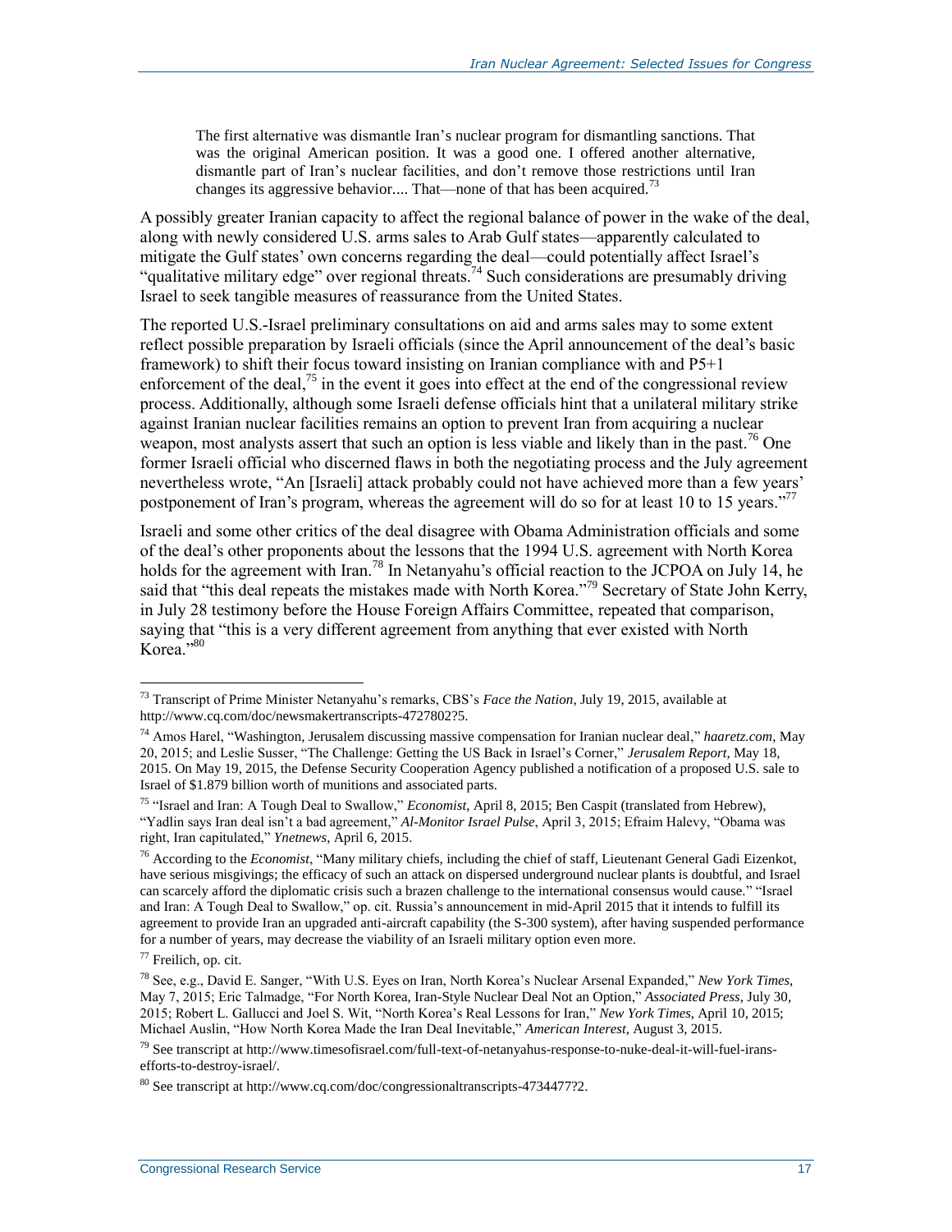> The first alternative was dismantle Iran's nuclear program for dismantling sanctions. That was the original American position. It was a good one. I offered another alternative, dismantle part of Iran's nuclear facilities, and don't remove those restrictions until Iran changes its aggressive behavior.... That—none of that has been acquired.[73]

A possibly greater Iranian capacity to affect the regional balance of power in the wake of the deal, along with newly considered U.S. arms sales to Arab Gulf states—apparently calculated to mitigate the Gulf states' own concerns regarding the deal—could potentially affect Israel's "qualitative military edge" over regional threats.[74] Such considerations are presumably driving Israel to seek tangible measures of reassurance from the United States.

The reported U.S.-Israel preliminary consultations on aid and arms sales may to some extent reflect possible preparation by Israeli officials (since the April announcement of the deal's basic framework) to shift their focus toward insisting on Iranian compliance with and P5+1 enforcement of the deal,[75] in the event it goes into effect at the end of the congressional review process. Additionally, although some Israeli defense officials hint that a unilateral military strike against Iranian nuclear facilities remains an option to prevent Iran from acquiring a nuclear weapon, most analysts assert that such an option is less viable and likely than in the past.[76] One former Israeli official who discerned flaws in both the negotiating process and the July agreement nevertheless wrote, "An [Israeli] attack probably could not have achieved more than a few years' postponement of Iran's program, whereas the agreement will do so for at least 10 to 15 years."[77]

Israeli and some other critics of the deal disagree with Obama Administration officials and some of the deal's other proponents about the lessons that the 1994 U.S. agreement with North Korea holds for the agreement with Iran.[78] In Netanyahu's official reaction to the JCPOA on July 14, he said that "this deal repeats the mistakes made with North Korea."[79] Secretary of State John Kerry, in July 28 testimony before the House Foreign Affairs Committee, repeated that comparison, saying that "this is a very different agreement from anything that ever existed with North Korea."[80]

---

[73] Transcript of Prime Minister Netanyahu's remarks, CBS's *Face the Nation*, July 19, 2015, available at http://www.cq.com/doc/newsmakertranscripts-4727802?5.

[74] Amos Harel, "Washington, Jerusalem discussing massive compensation for Iranian nuclear deal," *haaretz.com*, May 20, 2015; and Leslie Susser, "The Challenge: Getting the US Back in Israel's Corner," *Jerusalem Report*, May 18, 2015. On May 19, 2015, the Defense Security Cooperation Agency published a notification of a proposed U.S. sale to Israel of $1.879 billion worth of munitions and associated parts.

[75] "Israel and Iran: A Tough Deal to Swallow," *Economist*, April 8, 2015; Ben Caspit (translated from Hebrew), "Yadlin says Iran deal isn't a bad agreement," *Al-Monitor Israel Pulse*, April 3, 2015; Efraim Halevy, "Obama was right, Iran capitulated," *Ynetnews*, April 6, 2015.

[76] According to the *Economist*, "Many military chiefs, including the chief of staff, Lieutenant General Gadi Eizenkot, have serious misgivings; the efficacy of such an attack on dispersed underground nuclear plants is doubtful, and Israel can scarcely afford the diplomatic crisis such a brazen challenge to the international consensus would cause." "Israel and Iran: A Tough Deal to Swallow," op. cit. Russia's announcement in mid-April 2015 that it intends to fulfill its agreement to provide Iran an upgraded anti-aircraft capability (the S-300 system), after having suspended performance for a number of years, may decrease the viability of an Israeli military option even more.

[77] Freilich, op. cit.

[78] See, e.g., David E. Sanger, "With U.S. Eyes on Iran, North Korea's Nuclear Arsenal Expanded," *New York Times*, May 7, 2015; Eric Talmadge, "For North Korea, Iran-Style Nuclear Deal Not an Option," *Associated Press*, July 30, 2015; Robert L. Gallucci and Joel S. Wit, "North Korea's Real Lessons for Iran," *New York Times*, April 10, 2015; Michael Auslin, "How North Korea Made the Iran Deal Inevitable," *American Interest*, August 3, 2015.

[79] See transcript at http://www.timesofisrael.com/full-text-of-netanyahus-response-to-nuke-deal-it-will-fuel-irans-efforts-to-destroy-israel/.

[80] See transcript at http://www.cq.com/doc/congressionaltranscripts-4734477?2.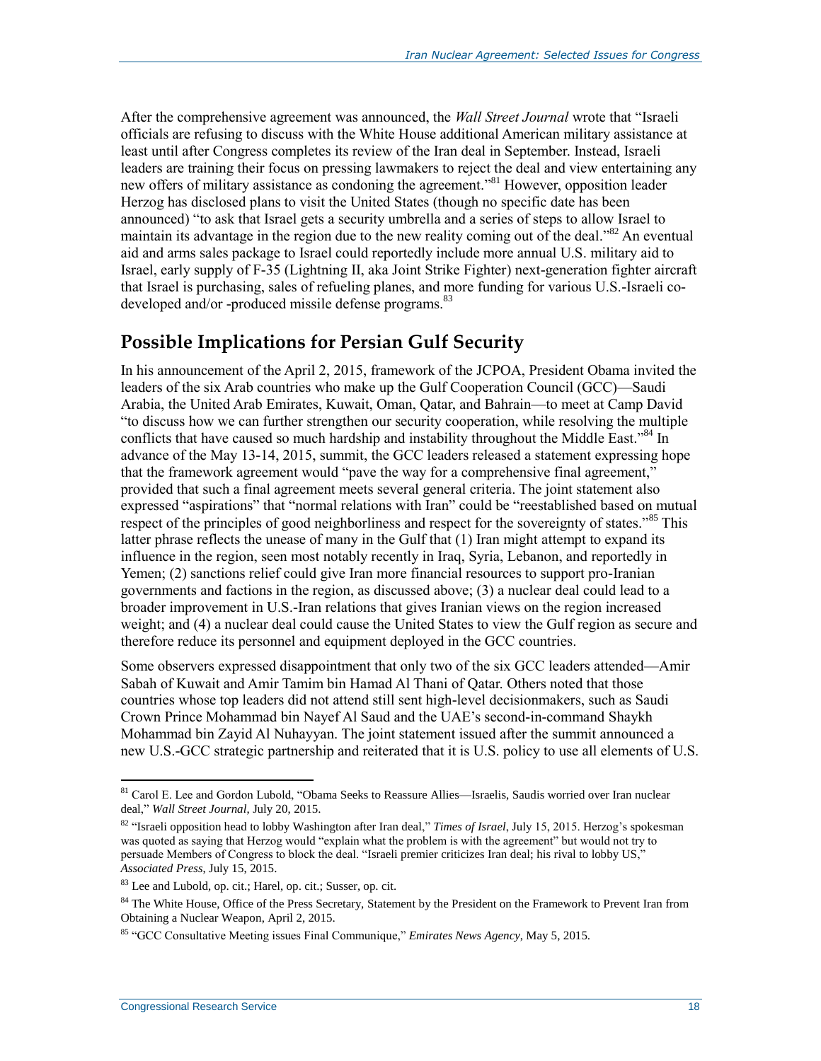After the comprehensive agreement was announced, the *Wall Street Journal* wrote that "Israeli officials are refusing to discuss with the White House additional American military assistance at least until after Congress completes its review of the Iran deal in September. Instead, Israeli leaders are training their focus on pressing lawmakers to reject the deal and view entertaining any new offers of military assistance as condoning the agreement."[81] However, opposition leader Herzog has disclosed plans to visit the United States (though no specific date has been announced) "to ask that Israel gets a security umbrella and a series of steps to allow Israel to maintain its advantage in the region due to the new reality coming out of the deal."[82] An eventual aid and arms sales package to Israel could reportedly include more annual U.S. military aid to Israel, early supply of F-35 (Lightning II, aka Joint Strike Fighter) next-generation fighter aircraft that Israel is purchasing, sales of refueling planes, and more funding for various U.S.-Israeli co-developed and/or -produced missile defense programs.[83]

## Possible Implications for Persian Gulf Security

In his announcement of the April 2, 2015, framework of the JCPOA, President Obama invited the leaders of the six Arab countries who make up the Gulf Cooperation Council (GCC)—Saudi Arabia, the United Arab Emirates, Kuwait, Oman, Qatar, and Bahrain—to meet at Camp David "to discuss how we can further strengthen our security cooperation, while resolving the multiple conflicts that have caused so much hardship and instability throughout the Middle East."[84] In advance of the May 13-14, 2015, summit, the GCC leaders released a statement expressing hope that the framework agreement would "pave the way for a comprehensive final agreement," provided that such a final agreement meets several general criteria. The joint statement also expressed "aspirations" that "normal relations with Iran" could be "reestablished based on mutual respect of the principles of good neighborliness and respect for the sovereignty of states."[85] This latter phrase reflects the unease of many in the Gulf that (1) Iran might attempt to expand its influence in the region, seen most notably recently in Iraq, Syria, Lebanon, and reportedly in Yemen; (2) sanctions relief could give Iran more financial resources to support pro-Iranian governments and factions in the region, as discussed above; (3) a nuclear deal could lead to a broader improvement in U.S.-Iran relations that gives Iranian views on the region increased weight; and (4) a nuclear deal could cause the United States to view the Gulf region as secure and therefore reduce its personnel and equipment deployed in the GCC countries.

Some observers expressed disappointment that only two of the six GCC leaders attended—Amir Sabah of Kuwait and Amir Tamim bin Hamad Al Thani of Qatar. Others noted that those countries whose top leaders did not attend still sent high-level decisionmakers, such as Saudi Crown Prince Mohammad bin Nayef Al Saud and the UAE's second-in-command Shaykh Mohammad bin Zayid Al Nuhayyan. The joint statement issued after the summit announced a new U.S.-GCC strategic partnership and reiterated that it is U.S. policy to use all elements of U.S.

---

[81] Carol E. Lee and Gordon Lubold, "Obama Seeks to Reassure Allies—Israelis, Saudis worried over Iran nuclear deal," *Wall Street Journal*, July 20, 2015.

[82] "Israeli opposition head to lobby Washington after Iran deal," *Times of Israel*, July 15, 2015. Herzog's spokesman was quoted as saying that Herzog would "explain what the problem is with the agreement" but would not try to persuade Members of Congress to block the deal. "Israeli premier criticizes Iran deal; his rival to lobby US," *Associated Press*, July 15, 2015.

[83] Lee and Lubold, op. cit.; Harel, op. cit.; Susser, op. cit.

[84] The White House, Office of the Press Secretary, Statement by the President on the Framework to Prevent Iran from Obtaining a Nuclear Weapon, April 2, 2015.

[85] "GCC Consultative Meeting issues Final Communique," *Emirates News Agency*, May 5, 2015.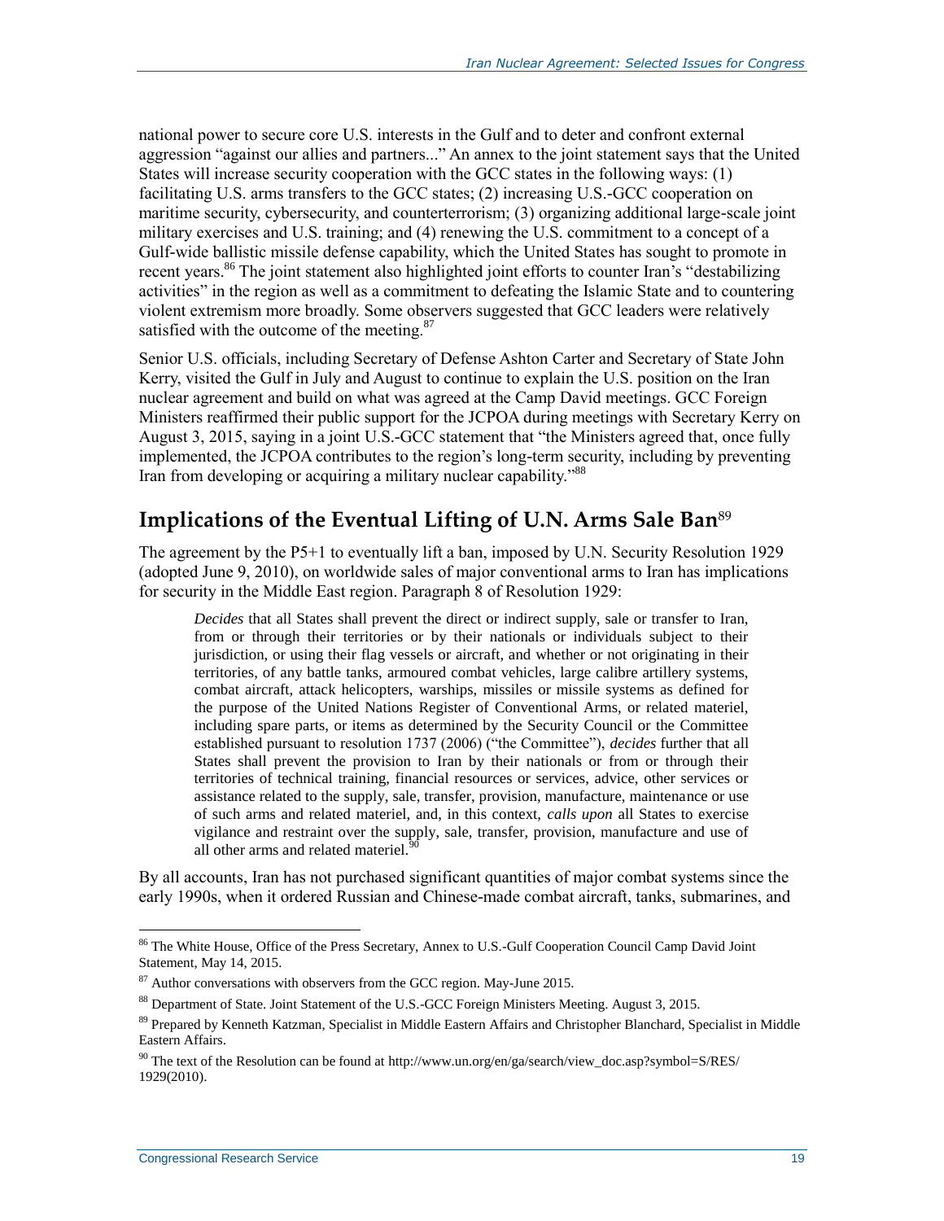national power to secure core U.S. interests in the Gulf and to deter and confront external aggression "against our allies and partners..." An annex to the joint statement says that the United States will increase security cooperation with the GCC states in the following ways: (1) facilitating U.S. arms transfers to the GCC states; (2) increasing U.S.-GCC cooperation on maritime security, cybersecurity, and counterterrorism; (3) organizing additional large-scale joint military exercises and U.S. training; and (4) renewing the U.S. commitment to a concept of a Gulf-wide ballistic missile defense capability, which the United States has sought to promote in recent years.[86] The joint statement also highlighted joint efforts to counter Iran's "destabilizing activities" in the region as well as a commitment to defeating the Islamic State and to countering violent extremism more broadly. Some observers suggested that GCC leaders were relatively satisfied with the outcome of the meeting.[87]

Senior U.S. officials, including Secretary of Defense Ashton Carter and Secretary of State John Kerry, visited the Gulf in July and August to continue to explain the U.S. position on the Iran nuclear agreement and build on what was agreed at the Camp David meetings. GCC Foreign Ministers reaffirmed their public support for the JCPOA during meetings with Secretary Kerry on August 3, 2015, saying in a joint U.S.-GCC statement that "the Ministers agreed that, once fully implemented, the JCPOA contributes to the region's long-term security, including by preventing Iran from developing or acquiring a military nuclear capability."[88]

## Implications of the Eventual Lifting of U.N. Arms Sale Ban[89]

The agreement by the P5+1 to eventually lift a ban, imposed by U.N. Security Resolution 1929 (adopted June 9, 2010), on worldwide sales of major conventional arms to Iran has implications for security in the Middle East region. Paragraph 8 of Resolution 1929:

> *Decides* that all States shall prevent the direct or indirect supply, sale or transfer to Iran, from or through their territories or by their nationals or individuals subject to their jurisdiction, or using their flag vessels or aircraft, and whether or not originating in their territories, of any battle tanks, armoured combat vehicles, large calibre artillery systems, combat aircraft, attack helicopters, warships, missiles or missile systems as defined for the purpose of the United Nations Register of Conventional Arms, or related materiel, including spare parts, or items as determined by the Security Council or the Committee established pursuant to resolution 1737 (2006) ("the Committee"), *decides* further that all States shall prevent the provision to Iran by their nationals or from or through their territories of technical training, financial resources or services, advice, other services or assistance related to the supply, sale, transfer, provision, manufacture, maintenance or use of such arms and related materiel, and, in this context, *calls upon* all States to exercise vigilance and restraint over the supply, sale, transfer, provision, manufacture and use of all other arms and related materiel.[90]

By all accounts, Iran has not purchased significant quantities of major combat systems since the early 1990s, when it ordered Russian and Chinese-made combat aircraft, tanks, submarines, and

---

[86] The White House, Office of the Press Secretary, Annex to U.S.-Gulf Cooperation Council Camp David Joint Statement, May 14, 2015.

[87] Author conversations with observers from the GCC region. May-June 2015.

[88] Department of State. Joint Statement of the U.S.-GCC Foreign Ministers Meeting. August 3, 2015.

[89] Prepared by Kenneth Katzman, Specialist in Middle Eastern Affairs and Christopher Blanchard, Specialist in Middle Eastern Affairs.

[90] The text of the Resolution can be found at http://www.un.org/en/ga/search/view_doc.asp?symbol=S/RES/1929(2010).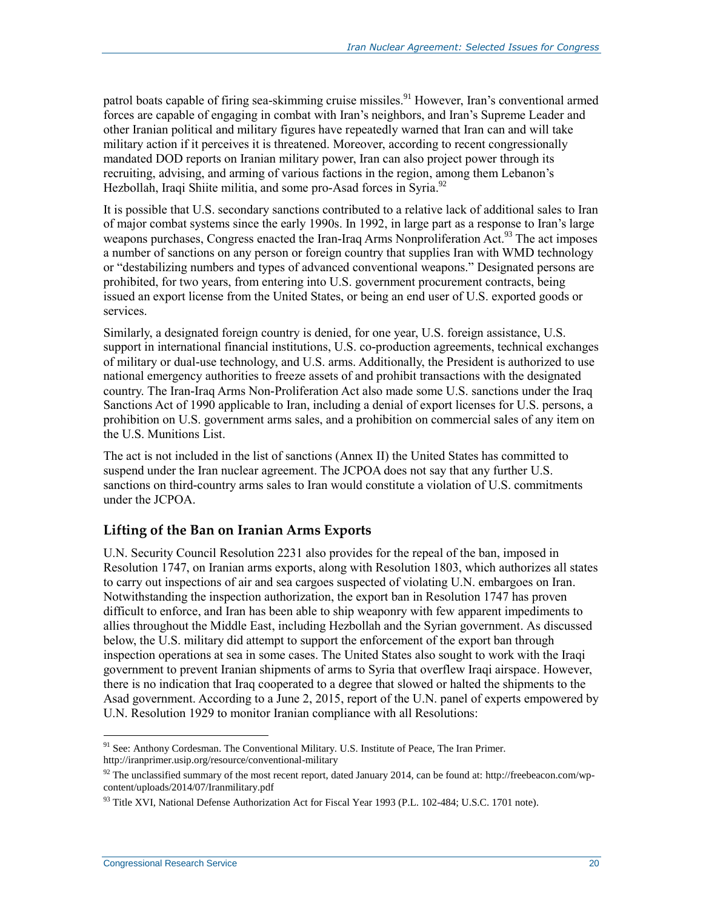patrol boats capable of firing sea-skimming cruise missiles.[91] However, Iran's conventional armed forces are capable of engaging in combat with Iran's neighbors, and Iran's Supreme Leader and other Iranian political and military figures have repeatedly warned that Iran can and will take military action if it perceives it is threatened. Moreover, according to recent congressionally mandated DOD reports on Iranian military power, Iran can also project power through its recruiting, advising, and arming of various factions in the region, among them Lebanon's Hezbollah, Iraqi Shiite militia, and some pro-Asad forces in Syria.[92]

It is possible that U.S. secondary sanctions contributed to a relative lack of additional sales to Iran of major combat systems since the early 1990s. In 1992, in large part as a response to Iran's large weapons purchases, Congress enacted the Iran-Iraq Arms Nonproliferation Act.[93] The act imposes a number of sanctions on any person or foreign country that supplies Iran with WMD technology or "destabilizing numbers and types of advanced conventional weapons." Designated persons are prohibited, for two years, from entering into U.S. government procurement contracts, being issued an export license from the United States, or being an end user of U.S. exported goods or services.

Similarly, a designated foreign country is denied, for one year, U.S. foreign assistance, U.S. support in international financial institutions, U.S. co-production agreements, technical exchanges of military or dual-use technology, and U.S. arms. Additionally, the President is authorized to use national emergency authorities to freeze assets of and prohibit transactions with the designated country. The Iran-Iraq Arms Non-Proliferation Act also made some U.S. sanctions under the Iraq Sanctions Act of 1990 applicable to Iran, including a denial of export licenses for U.S. persons, a prohibition on U.S. government arms sales, and a prohibition on commercial sales of any item on the U.S. Munitions List.

The act is not included in the list of sanctions (Annex II) the United States has committed to suspend under the Iran nuclear agreement. The JCPOA does not say that any further U.S. sanctions on third-country arms sales to Iran would constitute a violation of U.S. commitments under the JCPOA.

## Lifting of the Ban on Iranian Arms Exports

U.N. Security Council Resolution 2231 also provides for the repeal of the ban, imposed in Resolution 1747, on Iranian arms exports, along with Resolution 1803, which authorizes all states to carry out inspections of air and sea cargoes suspected of violating U.N. embargoes on Iran. Notwithstanding the inspection authorization, the export ban in Resolution 1747 has proven difficult to enforce, and Iran has been able to ship weaponry with few apparent impediments to allies throughout the Middle East, including Hezbollah and the Syrian government. As discussed below, the U.S. military did attempt to support the enforcement of the export ban through inspection operations at sea in some cases. The United States also sought to work with the Iraqi government to prevent Iranian shipments of arms to Syria that overflew Iraqi airspace. However, there is no indication that Iraq cooperated to a degree that slowed or halted the shipments to the Asad government. According to a June 2, 2015, report of the U.N. panel of experts empowered by U.N. Resolution 1929 to monitor Iranian compliance with all Resolutions:

---

[91] See: Anthony Cordesman. The Conventional Military. U.S. Institute of Peace, The Iran Primer. http://iranprimer.usip.org/resource/conventional-military

[92] The unclassified summary of the most recent report, dated January 2014, can be found at: http://freebeacon.com/wp-content/uploads/2014/07/Iranmilitary.pdf

[93] Title XVI, National Defense Authorization Act for Fiscal Year 1993 (P.L. 102-484; U.S.C. 1701 note).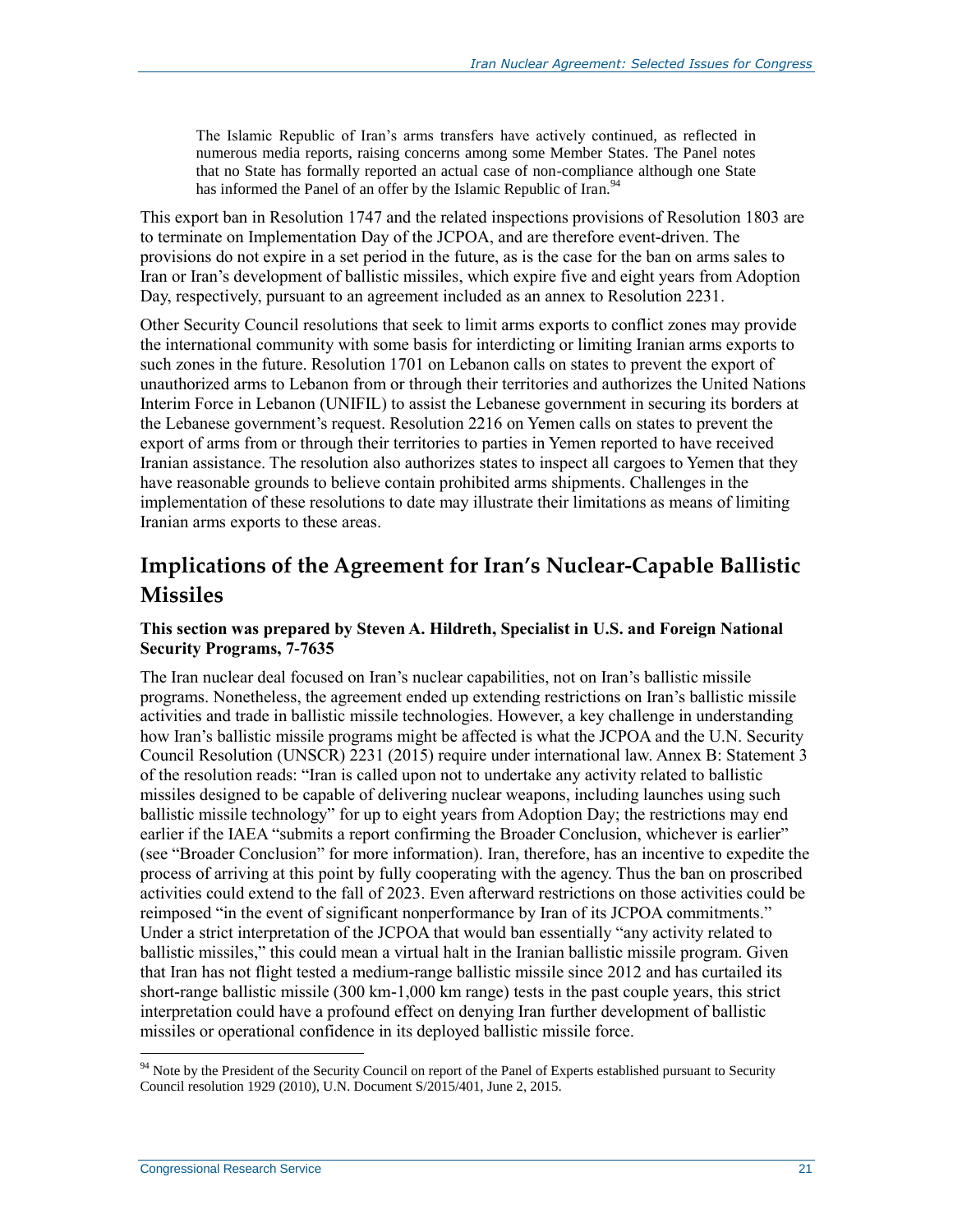> The Islamic Republic of Iran's arms transfers have actively continued, as reflected in numerous media reports, raising concerns among some Member States. The Panel notes that no State has formally reported an actual case of non-compliance although one State has informed the Panel of an offer by the Islamic Republic of Iran.[94]

This export ban in Resolution 1747 and the related inspections provisions of Resolution 1803 are to terminate on Implementation Day of the JCPOA, and are therefore event-driven. The provisions do not expire in a set period in the future, as is the case for the ban on arms sales to Iran or Iran's development of ballistic missiles, which expire five and eight years from Adoption Day, respectively, pursuant to an agreement included as an annex to Resolution 2231.

Other Security Council resolutions that seek to limit arms exports to conflict zones may provide the international community with some basis for interdicting or limiting Iranian arms exports to such zones in the future. Resolution 1701 on Lebanon calls on states to prevent the export of unauthorized arms to Lebanon from or through their territories and authorizes the United Nations Interim Force in Lebanon (UNIFIL) to assist the Lebanese government in securing its borders at the Lebanese government's request. Resolution 2216 on Yemen calls on states to prevent the export of arms from or through their territories to parties in Yemen reported to have received Iranian assistance. The resolution also authorizes states to inspect all cargoes to Yemen that they have reasonable grounds to believe contain prohibited arms shipments. Challenges in the implementation of these resolutions to date may illustrate their limitations as means of limiting Iranian arms exports to these areas.

## Implications of the Agreement for Iran's Nuclear-Capable Ballistic Missiles

**This section was prepared by Steven A. Hildreth, Specialist in U.S. and Foreign National Security Programs, 7-7635**

The Iran nuclear deal focused on Iran's nuclear capabilities, not on Iran's ballistic missile programs. Nonetheless, the agreement ended up extending restrictions on Iran's ballistic missile activities and trade in ballistic missile technologies. However, a key challenge in understanding how Iran's ballistic missile programs might be affected is what the JCPOA and the U.N. Security Council Resolution (UNSCR) 2231 (2015) require under international law. Annex B: Statement 3 of the resolution reads: "Iran is called upon not to undertake any activity related to ballistic missiles designed to be capable of delivering nuclear weapons, including launches using such ballistic missile technology" for up to eight years from Adoption Day; the restrictions may end earlier if the IAEA "submits a report confirming the Broader Conclusion, whichever is earlier" (see "Broader Conclusion" for more information). Iran, therefore, has an incentive to expedite the process of arriving at this point by fully cooperating with the agency. Thus the ban on proscribed activities could extend to the fall of 2023. Even afterward restrictions on those activities could be reimposed "in the event of significant nonperformance by Iran of its JCPOA commitments." Under a strict interpretation of the JCPOA that would ban essentially "any activity related to ballistic missiles," this could mean a virtual halt in the Iranian ballistic missile program. Given that Iran has not flight tested a medium-range ballistic missile since 2012 and has curtailed its short-range ballistic missile (300 km-1,000 km range) tests in the past couple years, this strict interpretation could have a profound effect on denying Iran further development of ballistic missiles or operational confidence in its deployed ballistic missile force.

[94] Note by the President of the Security Council on report of the Panel of Experts established pursuant to Security Council resolution 1929 (2010), U.N. Document S/2015/401, June 2, 2015.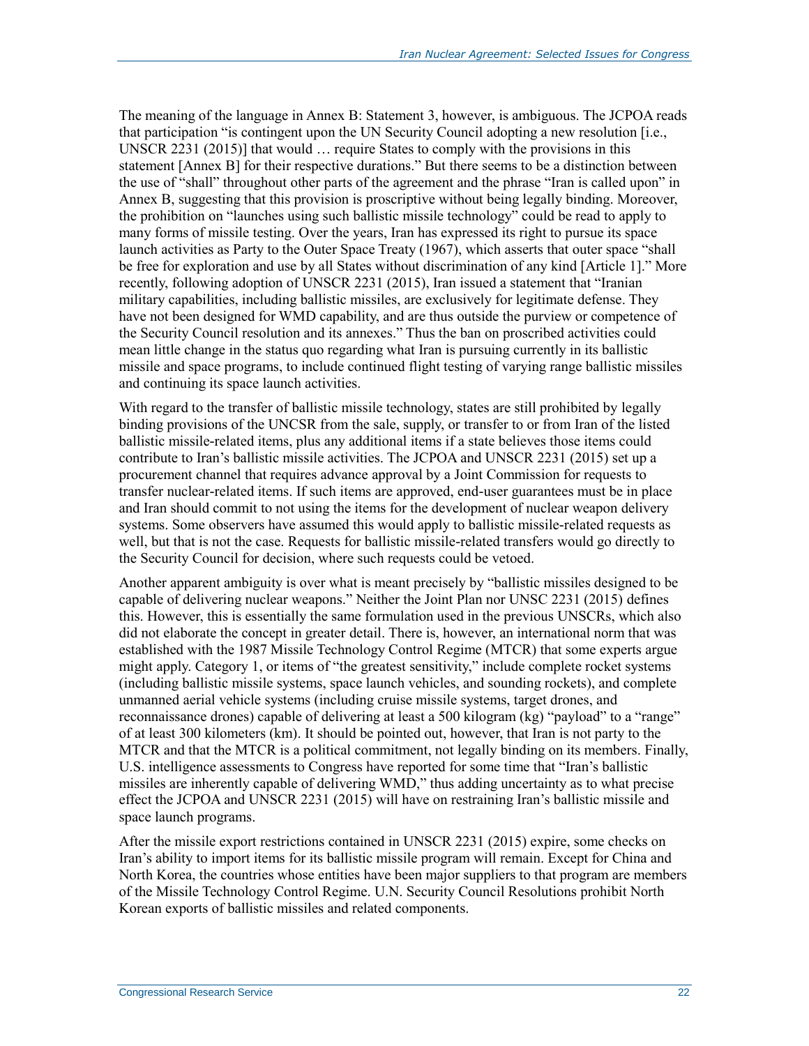The meaning of the language in Annex B: Statement 3, however, is ambiguous. The JCPOA reads that participation "is contingent upon the UN Security Council adopting a new resolution [i.e., UNSCR 2231 (2015)] that would … require States to comply with the provisions in this statement [Annex B] for their respective durations." But there seems to be a distinction between the use of "shall" throughout other parts of the agreement and the phrase "Iran is called upon" in Annex B, suggesting that this provision is proscriptive without being legally binding. Moreover, the prohibition on "launches using such ballistic missile technology" could be read to apply to many forms of missile testing. Over the years, Iran has expressed its right to pursue its space launch activities as Party to the Outer Space Treaty (1967), which asserts that outer space "shall be free for exploration and use by all States without discrimination of any kind [Article 1]." More recently, following adoption of UNSCR 2231 (2015), Iran issued a statement that "Iranian military capabilities, including ballistic missiles, are exclusively for legitimate defense. They have not been designed for WMD capability, and are thus outside the purview or competence of the Security Council resolution and its annexes." Thus the ban on proscribed activities could mean little change in the status quo regarding what Iran is pursuing currently in its ballistic missile and space programs, to include continued flight testing of varying range ballistic missiles and continuing its space launch activities.

With regard to the transfer of ballistic missile technology, states are still prohibited by legally binding provisions of the UNCSR from the sale, supply, or transfer to or from Iran of the listed ballistic missile-related items, plus any additional items if a state believes those items could contribute to Iran's ballistic missile activities. The JCPOA and UNSCR 2231 (2015) set up a procurement channel that requires advance approval by a Joint Commission for requests to transfer nuclear-related items. If such items are approved, end-user guarantees must be in place and Iran should commit to not using the items for the development of nuclear weapon delivery systems. Some observers have assumed this would apply to ballistic missile-related requests as well, but that is not the case. Requests for ballistic missile-related transfers would go directly to the Security Council for decision, where such requests could be vetoed.

Another apparent ambiguity is over what is meant precisely by "ballistic missiles designed to be capable of delivering nuclear weapons." Neither the Joint Plan nor UNSC 2231 (2015) defines this. However, this is essentially the same formulation used in the previous UNSCRs, which also did not elaborate the concept in greater detail. There is, however, an international norm that was established with the 1987 Missile Technology Control Regime (MTCR) that some experts argue might apply. Category 1, or items of "the greatest sensitivity," include complete rocket systems (including ballistic missile systems, space launch vehicles, and sounding rockets), and complete unmanned aerial vehicle systems (including cruise missile systems, target drones, and reconnaissance drones) capable of delivering at least a 500 kilogram (kg) "payload" to a "range" of at least 300 kilometers (km). It should be pointed out, however, that Iran is not party to the MTCR and that the MTCR is a political commitment, not legally binding on its members. Finally, U.S. intelligence assessments to Congress have reported for some time that "Iran's ballistic missiles are inherently capable of delivering WMD," thus adding uncertainty as to what precise effect the JCPOA and UNSCR 2231 (2015) will have on restraining Iran's ballistic missile and space launch programs.

After the missile export restrictions contained in UNSCR 2231 (2015) expire, some checks on Iran's ability to import items for its ballistic missile program will remain. Except for China and North Korea, the countries whose entities have been major suppliers to that program are members of the Missile Technology Control Regime. U.N. Security Council Resolutions prohibit North Korean exports of ballistic missiles and related components.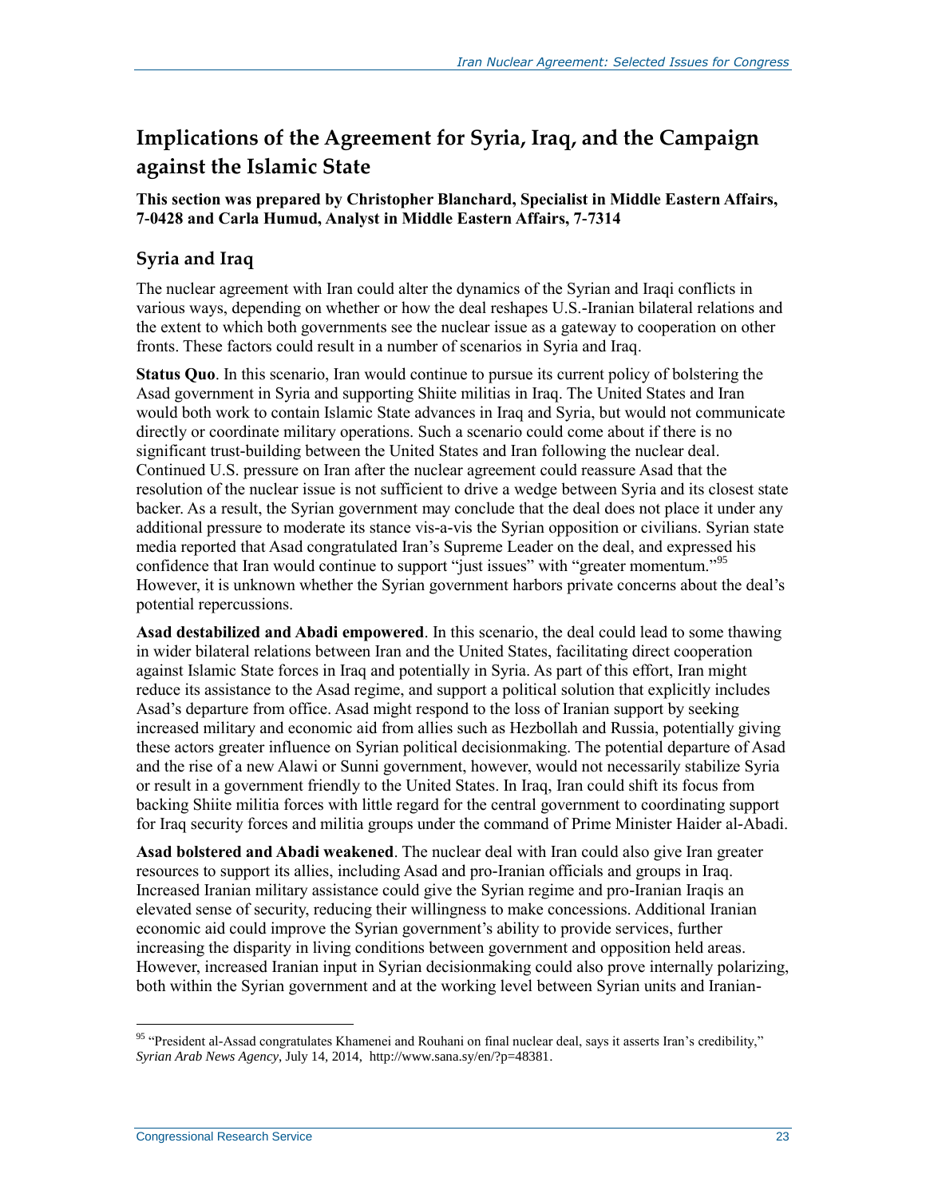## Implications of the Agreement for Syria, Iraq, and the Campaign against the Islamic State

**This section was prepared by Christopher Blanchard, Specialist in Middle Eastern Affairs, 7-0428 and Carla Humud, Analyst in Middle Eastern Affairs, 7-7314**

### Syria and Iraq

The nuclear agreement with Iran could alter the dynamics of the Syrian and Iraqi conflicts in various ways, depending on whether or how the deal reshapes U.S.-Iranian bilateral relations and the extent to which both governments see the nuclear issue as a gateway to cooperation on other fronts. These factors could result in a number of scenarios in Syria and Iraq.

**Status Quo**. In this scenario, Iran would continue to pursue its current policy of bolstering the Asad government in Syria and supporting Shiite militias in Iraq. The United States and Iran would both work to contain Islamic State advances in Iraq and Syria, but would not communicate directly or coordinate military operations. Such a scenario could come about if there is no significant trust-building between the United States and Iran following the nuclear deal. Continued U.S. pressure on Iran after the nuclear agreement could reassure Asad that the resolution of the nuclear issue is not sufficient to drive a wedge between Syria and its closest state backer. As a result, the Syrian government may conclude that the deal does not place it under any additional pressure to moderate its stance vis-a-vis the Syrian opposition or civilians. Syrian state media reported that Asad congratulated Iran's Supreme Leader on the deal, and expressed his confidence that Iran would continue to support "just issues" with "greater momentum."[95] However, it is unknown whether the Syrian government harbors private concerns about the deal's potential repercussions.

**Asad destabilized and Abadi empowered**. In this scenario, the deal could lead to some thawing in wider bilateral relations between Iran and the United States, facilitating direct cooperation against Islamic State forces in Iraq and potentially in Syria. As part of this effort, Iran might reduce its assistance to the Asad regime, and support a political solution that explicitly includes Asad's departure from office. Asad might respond to the loss of Iranian support by seeking increased military and economic aid from allies such as Hezbollah and Russia, potentially giving these actors greater influence on Syrian political decisionmaking. The potential departure of Asad and the rise of a new Alawi or Sunni government, however, would not necessarily stabilize Syria or result in a government friendly to the United States. In Iraq, Iran could shift its focus from backing Shiite militia forces with little regard for the central government to coordinating support for Iraq security forces and militia groups under the command of Prime Minister Haider al-Abadi.

**Asad bolstered and Abadi weakened**. The nuclear deal with Iran could also give Iran greater resources to support its allies, including Asad and pro-Iranian officials and groups in Iraq. Increased Iranian military assistance could give the Syrian regime and pro-Iranian Iraqis an elevated sense of security, reducing their willingness to make concessions. Additional Iranian economic aid could improve the Syrian government's ability to provide services, further increasing the disparity in living conditions between government and opposition held areas. However, increased Iranian input in Syrian decisionmaking could also prove internally polarizing, both within the Syrian government and at the working level between Syrian units and Iranian-

---

[95] "President al-Assad congratulates Khamenei and Rouhani on final nuclear deal, says it asserts Iran's credibility," *Syrian Arab News Agency*, July 14, 2014, http://www.sana.sy/en/?p=48381.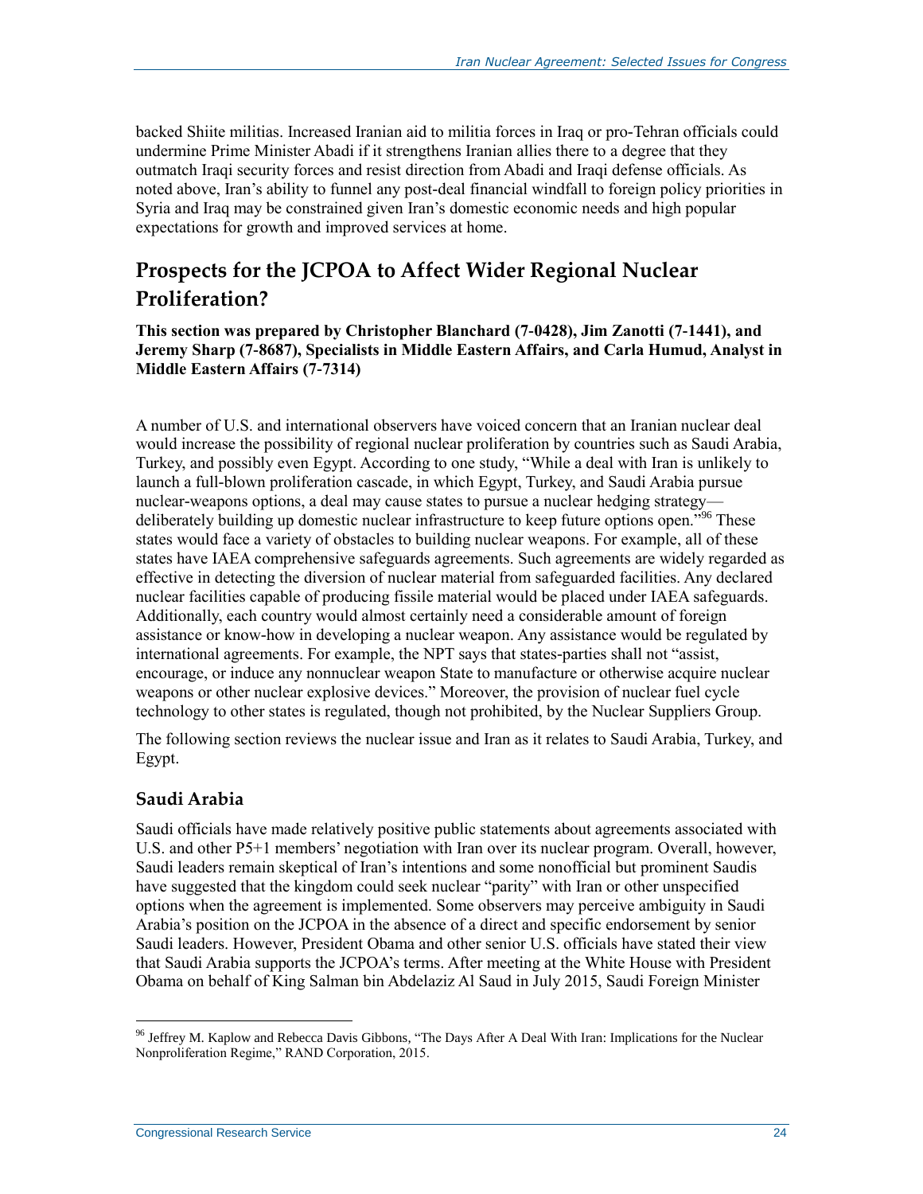backed Shiite militias. Increased Iranian aid to militia forces in Iraq or pro-Tehran officials could undermine Prime Minister Abadi if it strengthens Iranian allies there to a degree that they outmatch Iraqi security forces and resist direction from Abadi and Iraqi defense officials. As noted above, Iran's ability to funnel any post-deal financial windfall to foreign policy priorities in Syria and Iraq may be constrained given Iran's domestic economic needs and high popular expectations for growth and improved services at home.

## Prospects for the JCPOA to Affect Wider Regional Nuclear Proliferation?

**This section was prepared by Christopher Blanchard (7-0428), Jim Zanotti (7-1441), and Jeremy Sharp (7-8687), Specialists in Middle Eastern Affairs, and Carla Humud, Analyst in Middle Eastern Affairs (7-7314)**

A number of U.S. and international observers have voiced concern that an Iranian nuclear deal would increase the possibility of regional nuclear proliferation by countries such as Saudi Arabia, Turkey, and possibly even Egypt. According to one study, "While a deal with Iran is unlikely to launch a full-blown proliferation cascade, in which Egypt, Turkey, and Saudi Arabia pursue nuclear-weapons options, a deal may cause states to pursue a nuclear hedging strategy—deliberately building up domestic nuclear infrastructure to keep future options open."[96] These states would face a variety of obstacles to building nuclear weapons. For example, all of these states have IAEA comprehensive safeguards agreements. Such agreements are widely regarded as effective in detecting the diversion of nuclear material from safeguarded facilities. Any declared nuclear facilities capable of producing fissile material would be placed under IAEA safeguards. Additionally, each country would almost certainly need a considerable amount of foreign assistance or know-how in developing a nuclear weapon. Any assistance would be regulated by international agreements. For example, the NPT says that states-parties shall not "assist, encourage, or induce any nonnuclear weapon State to manufacture or otherwise acquire nuclear weapons or other nuclear explosive devices." Moreover, the provision of nuclear fuel cycle technology to other states is regulated, though not prohibited, by the Nuclear Suppliers Group.

The following section reviews the nuclear issue and Iran as it relates to Saudi Arabia, Turkey, and Egypt.

### Saudi Arabia

Saudi officials have made relatively positive public statements about agreements associated with U.S. and other P5+1 members' negotiation with Iran over its nuclear program. Overall, however, Saudi leaders remain skeptical of Iran's intentions and some nonofficial but prominent Saudis have suggested that the kingdom could seek nuclear "parity" with Iran or other unspecified options when the agreement is implemented. Some observers may perceive ambiguity in Saudi Arabia's position on the JCPOA in the absence of a direct and specific endorsement by senior Saudi leaders. However, President Obama and other senior U.S. officials have stated their view that Saudi Arabia supports the JCPOA's terms. After meeting at the White House with President Obama on behalf of King Salman bin Abdelaziz Al Saud in July 2015, Saudi Foreign Minister

[96] Jeffrey M. Kaplow and Rebecca Davis Gibbons, "The Days After A Deal With Iran: Implications for the Nuclear Nonproliferation Regime," RAND Corporation, 2015.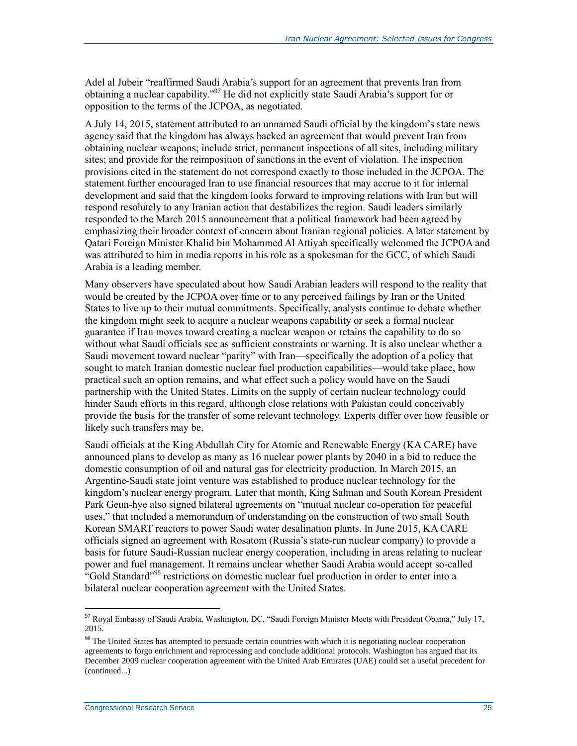Adel al Jubeir "reaffirmed Saudi Arabia's support for an agreement that prevents Iran from obtaining a nuclear capability."[97] He did not explicitly state Saudi Arabia's support for or opposition to the terms of the JCPOA, as negotiated.

A July 14, 2015, statement attributed to an unnamed Saudi official by the kingdom's state news agency said that the kingdom has always backed an agreement that would prevent Iran from obtaining nuclear weapons; include strict, permanent inspections of all sites, including military sites; and provide for the reimposition of sanctions in the event of violation. The inspection provisions cited in the statement do not correspond exactly to those included in the JCPOA. The statement further encouraged Iran to use financial resources that may accrue to it for internal development and said that the kingdom looks forward to improving relations with Iran but will respond resolutely to any Iranian action that destabilizes the region. Saudi leaders similarly responded to the March 2015 announcement that a political framework had been agreed by emphasizing their broader context of concern about Iranian regional policies. A later statement by Qatari Foreign Minister Khalid bin Mohammed Al Attiyah specifically welcomed the JCPOA and was attributed to him in media reports in his role as a spokesman for the GCC, of which Saudi Arabia is a leading member.

Many observers have speculated about how Saudi Arabian leaders will respond to the reality that would be created by the JCPOA over time or to any perceived failings by Iran or the United States to live up to their mutual commitments. Specifically, analysts continue to debate whether the kingdom might seek to acquire a nuclear weapons capability or seek a formal nuclear guarantee if Iran moves toward creating a nuclear weapon or retains the capability to do so without what Saudi officials see as sufficient constraints or warning. It is also unclear whether a Saudi movement toward nuclear "parity" with Iran—specifically the adoption of a policy that sought to match Iranian domestic nuclear fuel production capabilities—would take place, how practical such an option remains, and what effect such a policy would have on the Saudi partnership with the United States. Limits on the supply of certain nuclear technology could hinder Saudi efforts in this regard, although close relations with Pakistan could conceivably provide the basis for the transfer of some relevant technology. Experts differ over how feasible or likely such transfers may be.

Saudi officials at the King Abdullah City for Atomic and Renewable Energy (KA CARE) have announced plans to develop as many as 16 nuclear power plants by 2040 in a bid to reduce the domestic consumption of oil and natural gas for electricity production. In March 2015, an Argentine-Saudi state joint venture was established to produce nuclear technology for the kingdom's nuclear energy program. Later that month, King Salman and South Korean President Park Geun-hye also signed bilateral agreements on "mutual nuclear co-operation for peaceful uses," that included a memorandum of understanding on the construction of two small South Korean SMART reactors to power Saudi water desalination plants. In June 2015, KA CARE officials signed an agreement with Rosatom (Russia's state-run nuclear company) to provide a basis for future Saudi-Russian nuclear energy cooperation, including in areas relating to nuclear power and fuel management. It remains unclear whether Saudi Arabia would accept so-called "Gold Standard"[98] restrictions on domestic nuclear fuel production in order to enter into a bilateral nuclear cooperation agreement with the United States.

---

[97] Royal Embassy of Saudi Arabia, Washington, DC, "Saudi Foreign Minister Meets with President Obama," July 17, 2015.

[98] The United States has attempted to persuade certain countries with which it is negotiating nuclear cooperation agreements to forgo enrichment and reprocessing and conclude additional protocols. Washington has argued that its December 2009 nuclear cooperation agreement with the United Arab Emirates (UAE) could set a useful precedent for (continued...)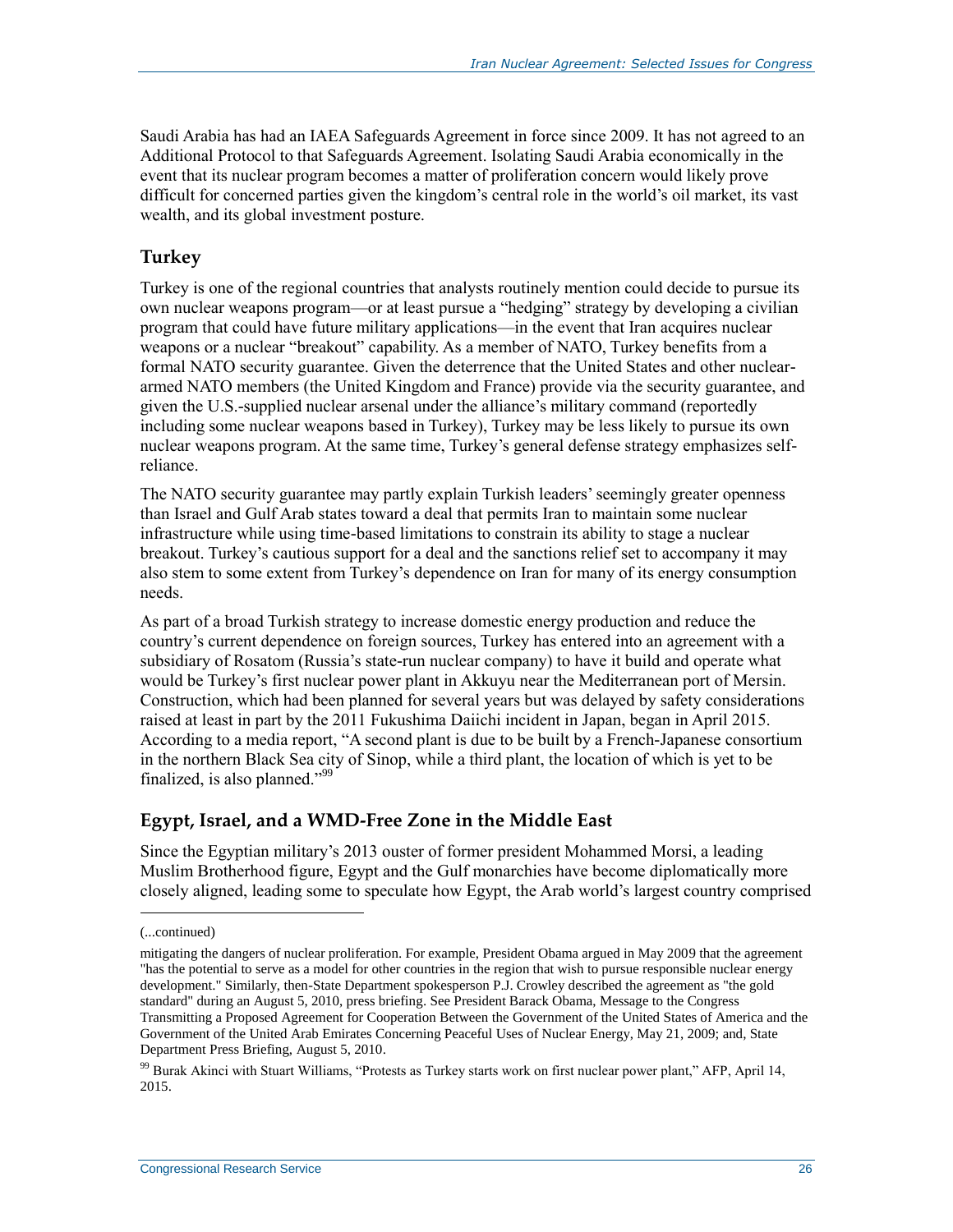Saudi Arabia has had an IAEA Safeguards Agreement in force since 2009. It has not agreed to an Additional Protocol to that Safeguards Agreement. Isolating Saudi Arabia economically in the event that its nuclear program becomes a matter of proliferation concern would likely prove difficult for concerned parties given the kingdom's central role in the world's oil market, its vast wealth, and its global investment posture.

### Turkey

Turkey is one of the regional countries that analysts routinely mention could decide to pursue its own nuclear weapons program—or at least pursue a "hedging" strategy by developing a civilian program that could have future military applications—in the event that Iran acquires nuclear weapons or a nuclear "breakout" capability. As a member of NATO, Turkey benefits from a formal NATO security guarantee. Given the deterrence that the United States and other nuclear-armed NATO members (the United Kingdom and France) provide via the security guarantee, and given the U.S.-supplied nuclear arsenal under the alliance's military command (reportedly including some nuclear weapons based in Turkey), Turkey may be less likely to pursue its own nuclear weapons program. At the same time, Turkey's general defense strategy emphasizes self-reliance.

The NATO security guarantee may partly explain Turkish leaders' seemingly greater openness than Israel and Gulf Arab states toward a deal that permits Iran to maintain some nuclear infrastructure while using time-based limitations to constrain its ability to stage a nuclear breakout. Turkey's cautious support for a deal and the sanctions relief set to accompany it may also stem to some extent from Turkey's dependence on Iran for many of its energy consumption needs.

As part of a broad Turkish strategy to increase domestic energy production and reduce the country's current dependence on foreign sources, Turkey has entered into an agreement with a subsidiary of Rosatom (Russia's state-run nuclear company) to have it build and operate what would be Turkey's first nuclear power plant in Akkuyu near the Mediterranean port of Mersin. Construction, which had been planned for several years but was delayed by safety considerations raised at least in part by the 2011 Fukushima Daiichi incident in Japan, began in April 2015. According to a media report, "A second plant is due to be built by a French-Japanese consortium in the northern Black Sea city of Sinop, while a third plant, the location of which is yet to be finalized, is also planned."[99]

### Egypt, Israel, and a WMD-Free Zone in the Middle East

Since the Egyptian military's 2013 ouster of former president Mohammed Morsi, a leading Muslim Brotherhood figure, Egypt and the Gulf monarchies have become diplomatically more closely aligned, leading some to speculate how Egypt, the Arab world's largest country comprised

---

(...continued)

mitigating the dangers of nuclear proliferation. For example, President Obama argued in May 2009 that the agreement "has the potential to serve as a model for other countries in the region that wish to pursue responsible nuclear energy development." Similarly, then-State Department spokesperson P.J. Crowley described the agreement as "the gold standard" during an August 5, 2010, press briefing. See President Barack Obama, Message to the Congress Transmitting a Proposed Agreement for Cooperation Between the Government of the United States of America and the Government of the United Arab Emirates Concerning Peaceful Uses of Nuclear Energy, May 21, 2009; and, State Department Press Briefing, August 5, 2010.

[99] Burak Akinci with Stuart Williams, "Protests as Turkey starts work on first nuclear power plant," AFP, April 14, 2015.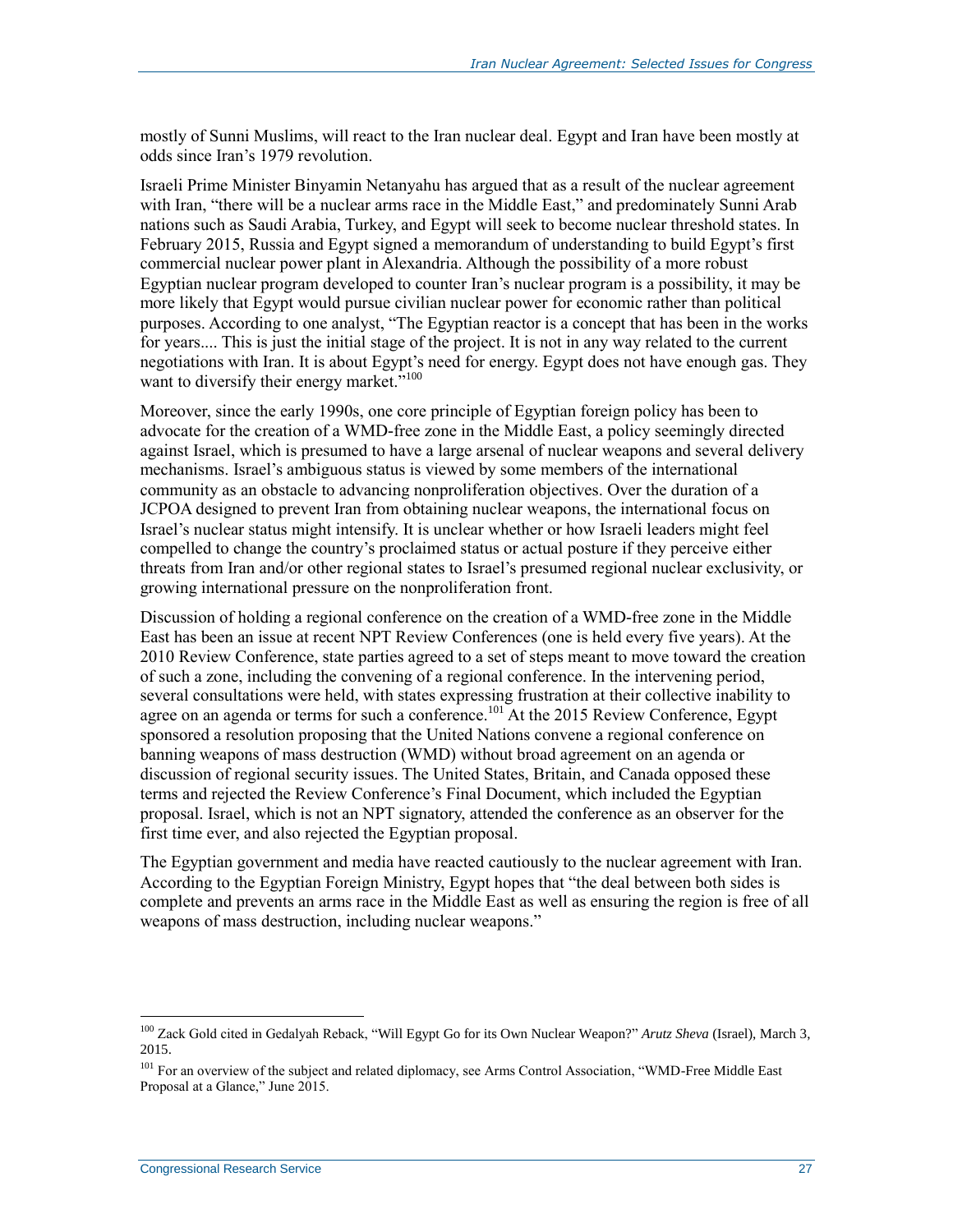mostly of Sunni Muslims, will react to the Iran nuclear deal. Egypt and Iran have been mostly at odds since Iran's 1979 revolution.

Israeli Prime Minister Binyamin Netanyahu has argued that as a result of the nuclear agreement with Iran, "there will be a nuclear arms race in the Middle East," and predominately Sunni Arab nations such as Saudi Arabia, Turkey, and Egypt will seek to become nuclear threshold states. In February 2015, Russia and Egypt signed a memorandum of understanding to build Egypt's first commercial nuclear power plant in Alexandria. Although the possibility of a more robust Egyptian nuclear program developed to counter Iran's nuclear program is a possibility, it may be more likely that Egypt would pursue civilian nuclear power for economic rather than political purposes. According to one analyst, "The Egyptian reactor is a concept that has been in the works for years.... This is just the initial stage of the project. It is not in any way related to the current negotiations with Iran. It is about Egypt's need for energy. Egypt does not have enough gas. They want to diversify their energy market."[100]

Moreover, since the early 1990s, one core principle of Egyptian foreign policy has been to advocate for the creation of a WMD-free zone in the Middle East, a policy seemingly directed against Israel, which is presumed to have a large arsenal of nuclear weapons and several delivery mechanisms. Israel's ambiguous status is viewed by some members of the international community as an obstacle to advancing nonproliferation objectives. Over the duration of a JCPOA designed to prevent Iran from obtaining nuclear weapons, the international focus on Israel's nuclear status might intensify. It is unclear whether or how Israeli leaders might feel compelled to change the country's proclaimed status or actual posture if they perceive either threats from Iran and/or other regional states to Israel's presumed regional nuclear exclusivity, or growing international pressure on the nonproliferation front.

Discussion of holding a regional conference on the creation of a WMD-free zone in the Middle East has been an issue at recent NPT Review Conferences (one is held every five years). At the 2010 Review Conference, state parties agreed to a set of steps meant to move toward the creation of such a zone, including the convening of a regional conference. In the intervening period, several consultations were held, with states expressing frustration at their collective inability to agree on an agenda or terms for such a conference.[101] At the 2015 Review Conference, Egypt sponsored a resolution proposing that the United Nations convene a regional conference on banning weapons of mass destruction (WMD) without broad agreement on an agenda or discussion of regional security issues. The United States, Britain, and Canada opposed these terms and rejected the Review Conference's Final Document, which included the Egyptian proposal. Israel, which is not an NPT signatory, attended the conference as an observer for the first time ever, and also rejected the Egyptian proposal.

The Egyptian government and media have reacted cautiously to the nuclear agreement with Iran. According to the Egyptian Foreign Ministry, Egypt hopes that "the deal between both sides is complete and prevents an arms race in the Middle East as well as ensuring the region is free of all weapons of mass destruction, including nuclear weapons."

---

[100] Zack Gold cited in Gedalyah Reback, "Will Egypt Go for its Own Nuclear Weapon?" *Arutz Sheva* (Israel), March 3, 2015.

[101] For an overview of the subject and related diplomacy, see Arms Control Association, "WMD-Free Middle East Proposal at a Glance," June 2015.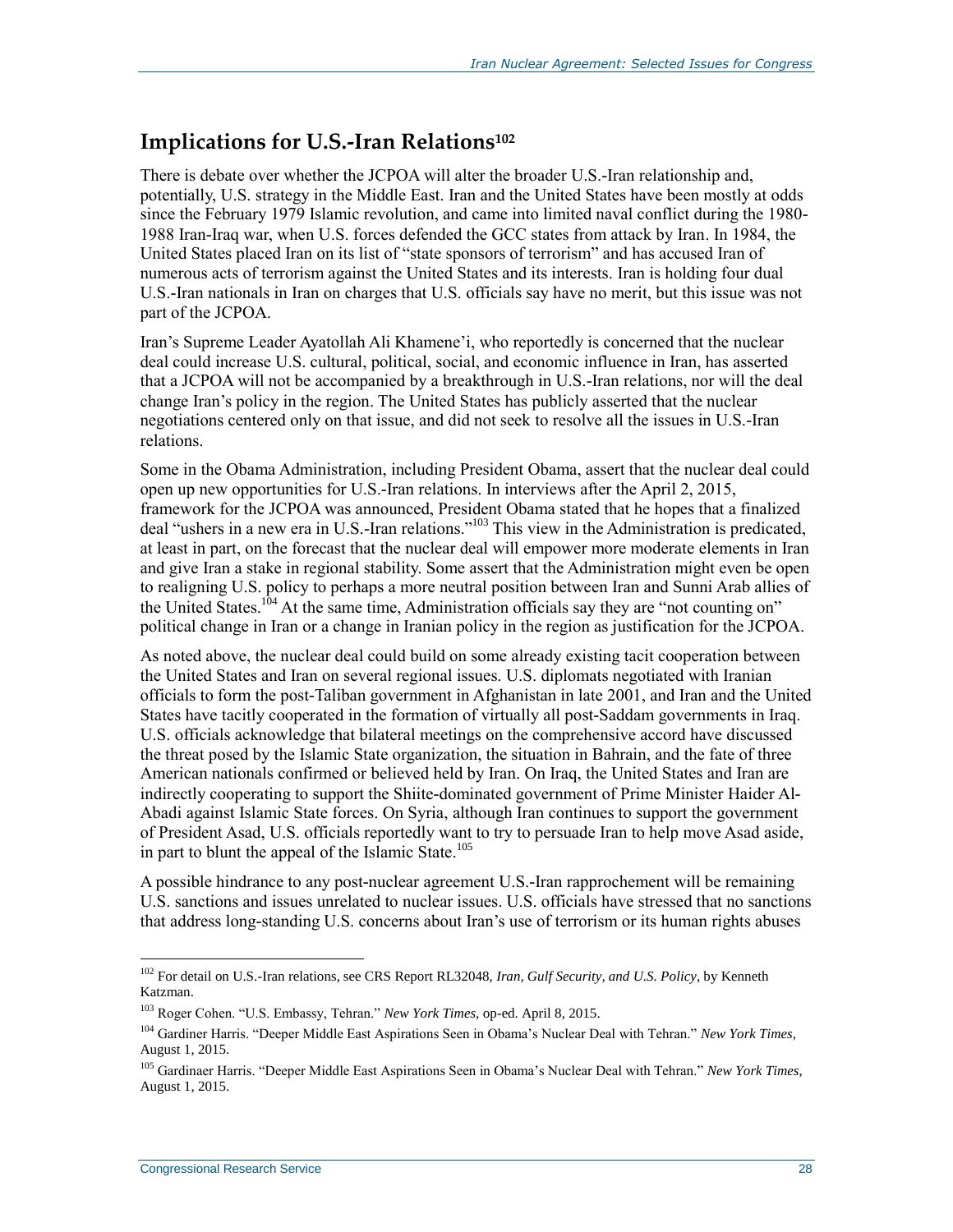## Implications for U.S.-Iran Relations[102]

There is debate over whether the JCPOA will alter the broader U.S.-Iran relationship and, potentially, U.S. strategy in the Middle East. Iran and the United States have been mostly at odds since the February 1979 Islamic revolution, and came into limited naval conflict during the 1980-1988 Iran-Iraq war, when U.S. forces defended the GCC states from attack by Iran. In 1984, the United States placed Iran on its list of "state sponsors of terrorism" and has accused Iran of numerous acts of terrorism against the United States and its interests. Iran is holding four dual U.S.-Iran nationals in Iran on charges that U.S. officials say have no merit, but this issue was not part of the JCPOA.

Iran's Supreme Leader Ayatollah Ali Khamene'i, who reportedly is concerned that the nuclear deal could increase U.S. cultural, political, social, and economic influence in Iran, has asserted that a JCPOA will not be accompanied by a breakthrough in U.S.-Iran relations, nor will the deal change Iran's policy in the region. The United States has publicly asserted that the nuclear negotiations centered only on that issue, and did not seek to resolve all the issues in U.S.-Iran relations.

Some in the Obama Administration, including President Obama, assert that the nuclear deal could open up new opportunities for U.S.-Iran relations. In interviews after the April 2, 2015, framework for the JCPOA was announced, President Obama stated that he hopes that a finalized deal "ushers in a new era in U.S.-Iran relations."[103] This view in the Administration is predicated, at least in part, on the forecast that the nuclear deal will empower more moderate elements in Iran and give Iran a stake in regional stability. Some assert that the Administration might even be open to realigning U.S. policy to perhaps a more neutral position between Iran and Sunni Arab allies of the United States.[104] At the same time, Administration officials say they are "not counting on" political change in Iran or a change in Iranian policy in the region as justification for the JCPOA.

As noted above, the nuclear deal could build on some already existing tacit cooperation between the United States and Iran on several regional issues. U.S. diplomats negotiated with Iranian officials to form the post-Taliban government in Afghanistan in late 2001, and Iran and the United States have tacitly cooperated in the formation of virtually all post-Saddam governments in Iraq. U.S. officials acknowledge that bilateral meetings on the comprehensive accord have discussed the threat posed by the Islamic State organization, the situation in Bahrain, and the fate of three American nationals confirmed or believed held by Iran. On Iraq, the United States and Iran are indirectly cooperating to support the Shiite-dominated government of Prime Minister Haider Al-Abadi against Islamic State forces. On Syria, although Iran continues to support the government of President Asad, U.S. officials reportedly want to try to persuade Iran to help move Asad aside, in part to blunt the appeal of the Islamic State.[105]

A possible hindrance to any post-nuclear agreement U.S.-Iran rapprochement will be remaining U.S. sanctions and issues unrelated to nuclear issues. U.S. officials have stressed that no sanctions that address long-standing U.S. concerns about Iran's use of terrorism or its human rights abuses

---

[102] For detail on U.S.-Iran relations, see CRS Report RL32048, *Iran, Gulf Security, and U.S. Policy*, by Kenneth Katzman.

[103] Roger Cohen. "U.S. Embassy, Tehran." *New York Times*, op-ed. April 8, 2015.

[104] Gardiner Harris. "Deeper Middle East Aspirations Seen in Obama's Nuclear Deal with Tehran." *New York Times*, August 1, 2015.

[105] Gardinaer Harris. "Deeper Middle East Aspirations Seen in Obama's Nuclear Deal with Tehran." *New York Times*, August 1, 2015.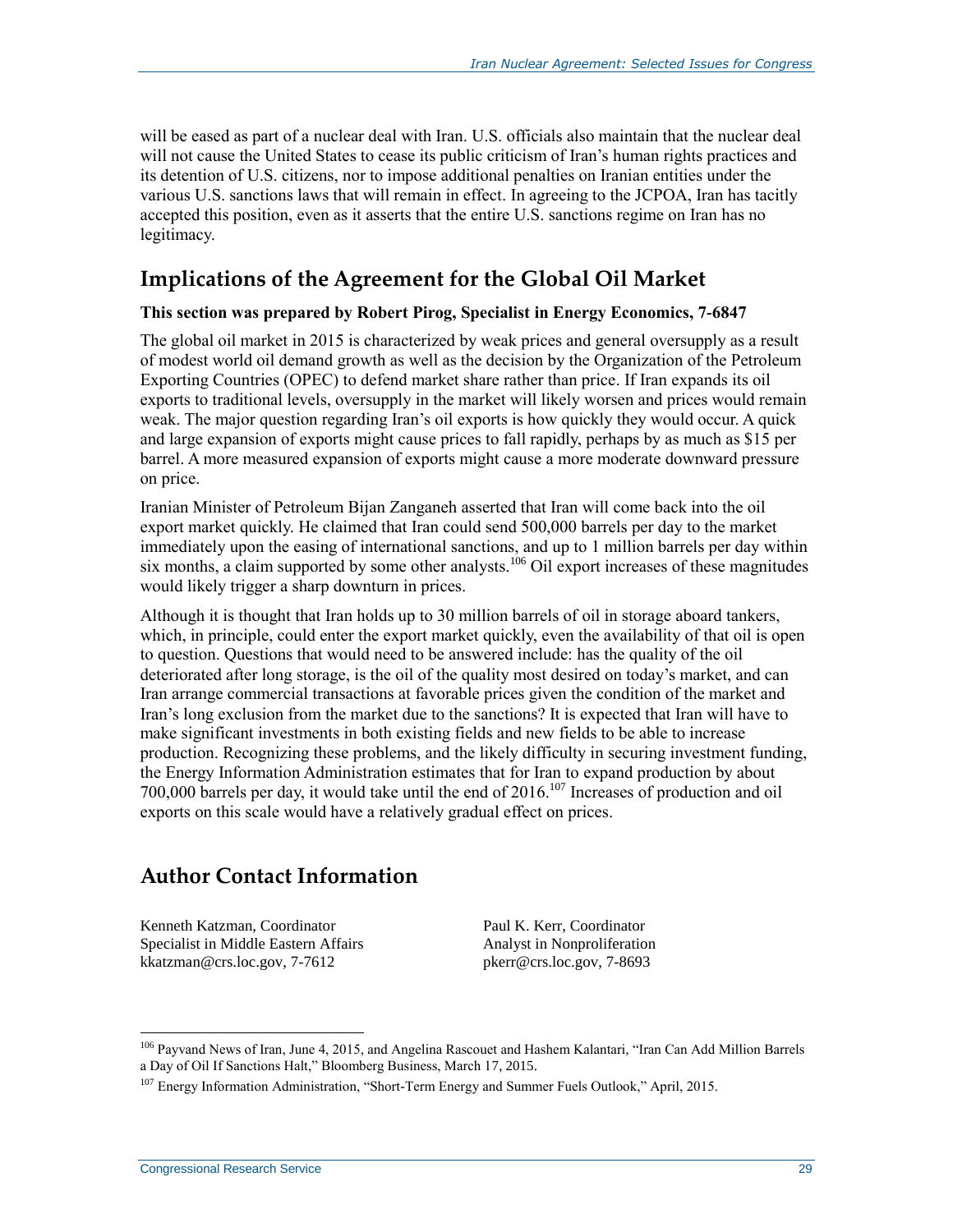will be eased as part of a nuclear deal with Iran. U.S. officials also maintain that the nuclear deal will not cause the United States to cease its public criticism of Iran's human rights practices and its detention of U.S. citizens, nor to impose additional penalties on Iranian entities under the various U.S. sanctions laws that will remain in effect. In agreeing to the JCPOA, Iran has tacitly accepted this position, even as it asserts that the entire U.S. sanctions regime on Iran has no legitimacy.

## Implications of the Agreement for the Global Oil Market

**This section was prepared by Robert Pirog, Specialist in Energy Economics, 7-6847**

The global oil market in 2015 is characterized by weak prices and general oversupply as a result of modest world oil demand growth as well as the decision by the Organization of the Petroleum Exporting Countries (OPEC) to defend market share rather than price. If Iran expands its oil exports to traditional levels, oversupply in the market will likely worsen and prices would remain weak. The major question regarding Iran's oil exports is how quickly they would occur. A quick and large expansion of exports might cause prices to fall rapidly, perhaps by as much as $15 per barrel. A more measured expansion of exports might cause a more moderate downward pressure on price.

Iranian Minister of Petroleum Bijan Zanganeh asserted that Iran will come back into the oil export market quickly. He claimed that Iran could send 500,000 barrels per day to the market immediately upon the easing of international sanctions, and up to 1 million barrels per day within six months, a claim supported by some other analysts.[106] Oil export increases of these magnitudes would likely trigger a sharp downturn in prices.

Although it is thought that Iran holds up to 30 million barrels of oil in storage aboard tankers, which, in principle, could enter the export market quickly, even the availability of that oil is open to question. Questions that would need to be answered include: has the quality of the oil deteriorated after long storage, is the oil of the quality most desired on today's market, and can Iran arrange commercial transactions at favorable prices given the condition of the market and Iran's long exclusion from the market due to the sanctions? It is expected that Iran will have to make significant investments in both existing fields and new fields to be able to increase production. Recognizing these problems, and the likely difficulty in securing investment funding, the Energy Information Administration estimates that for Iran to expand production by about 700,000 barrels per day, it would take until the end of 2016.[107] Increases of production and oil exports on this scale would have a relatively gradual effect on prices.

## Author Contact Information

Kenneth Katzman, Coordinator
Specialist in Middle Eastern Affairs
kkatzman@crs.loc.gov, 7-7612

Paul K. Kerr, Coordinator
Analyst in Nonproliferation
pkerr@crs.loc.gov, 7-8693

---

[106] Payvand News of Iran, June 4, 2015, and Angelina Rascouet and Hashem Kalantari, "Iran Can Add Million Barrels a Day of Oil If Sanctions Halt," Bloomberg Business, March 17, 2015.

[107] Energy Information Administration, "Short-Term Energy and Summer Fuels Outlook," April, 2015.